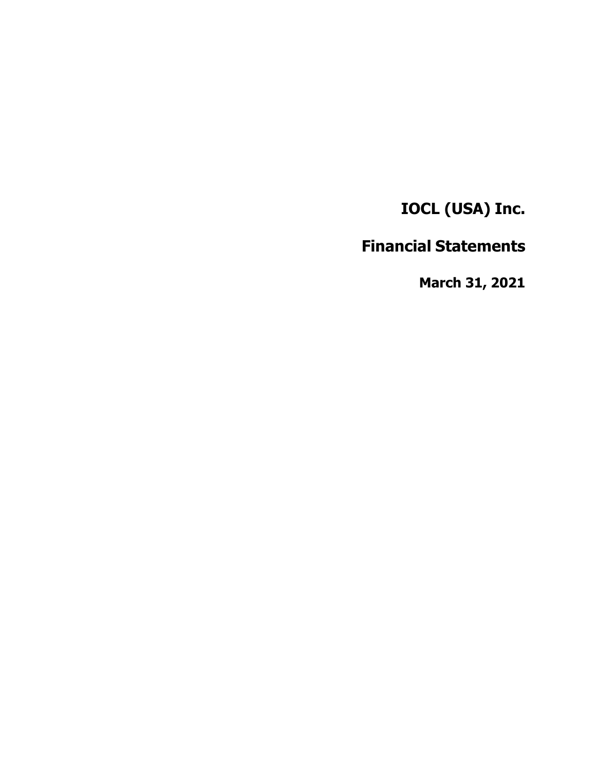# IOCL (USA) Inc.

## Financial Statements

### March 31, 2021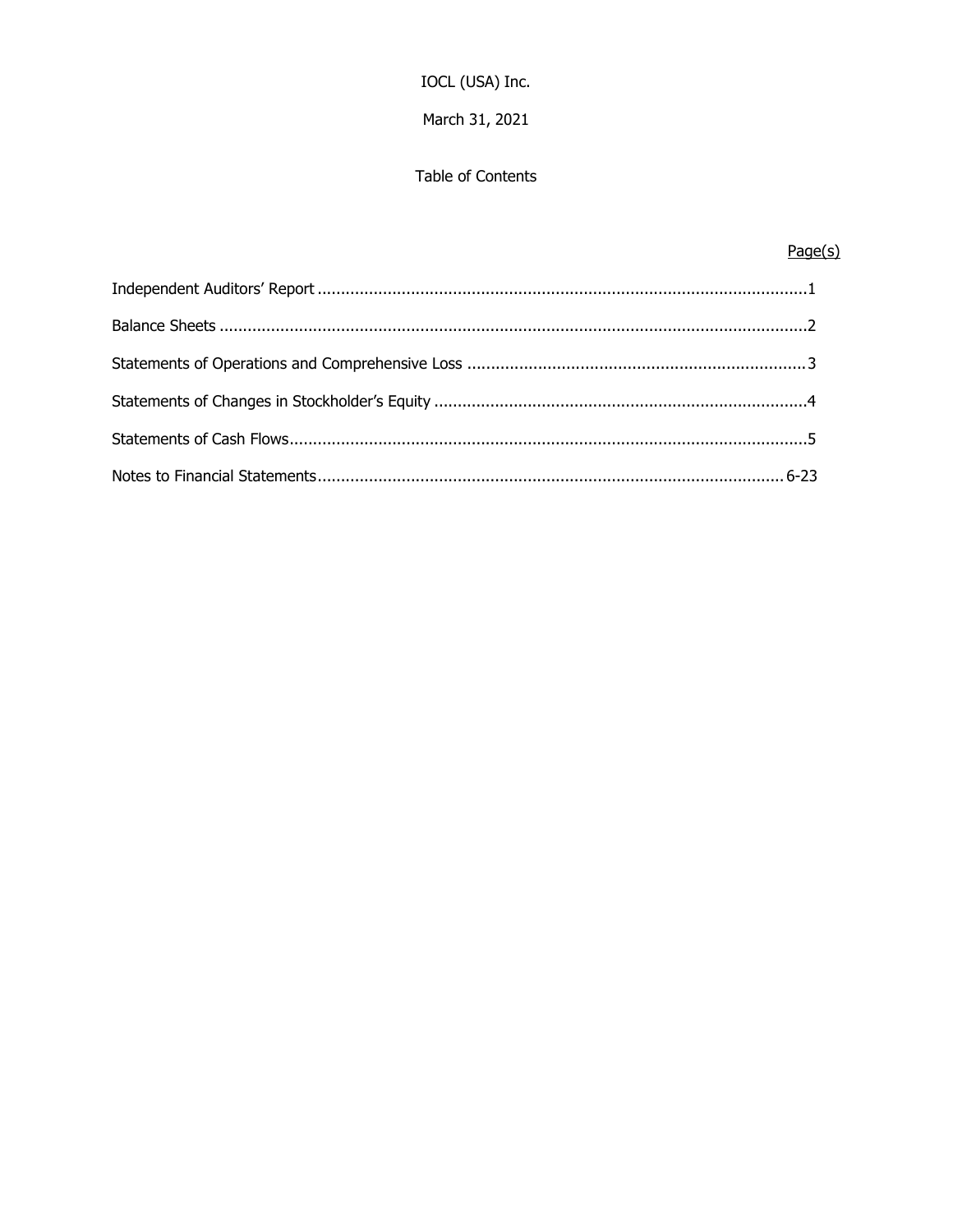IOCL (USA) Inc.

March 31, 2021

Table of Contents

| | Page(s) |
|---|---|
| Independent Auditors' Report | 1 |
| Balance Sheets | 2 |
| Statements of Operations and Comprehensive Loss | 3 |
| Statements of Changes in Stockholder's Equity | 4 |
| Statements of Cash Flows | 5 |
| Notes to Financial Statements | 6-23 |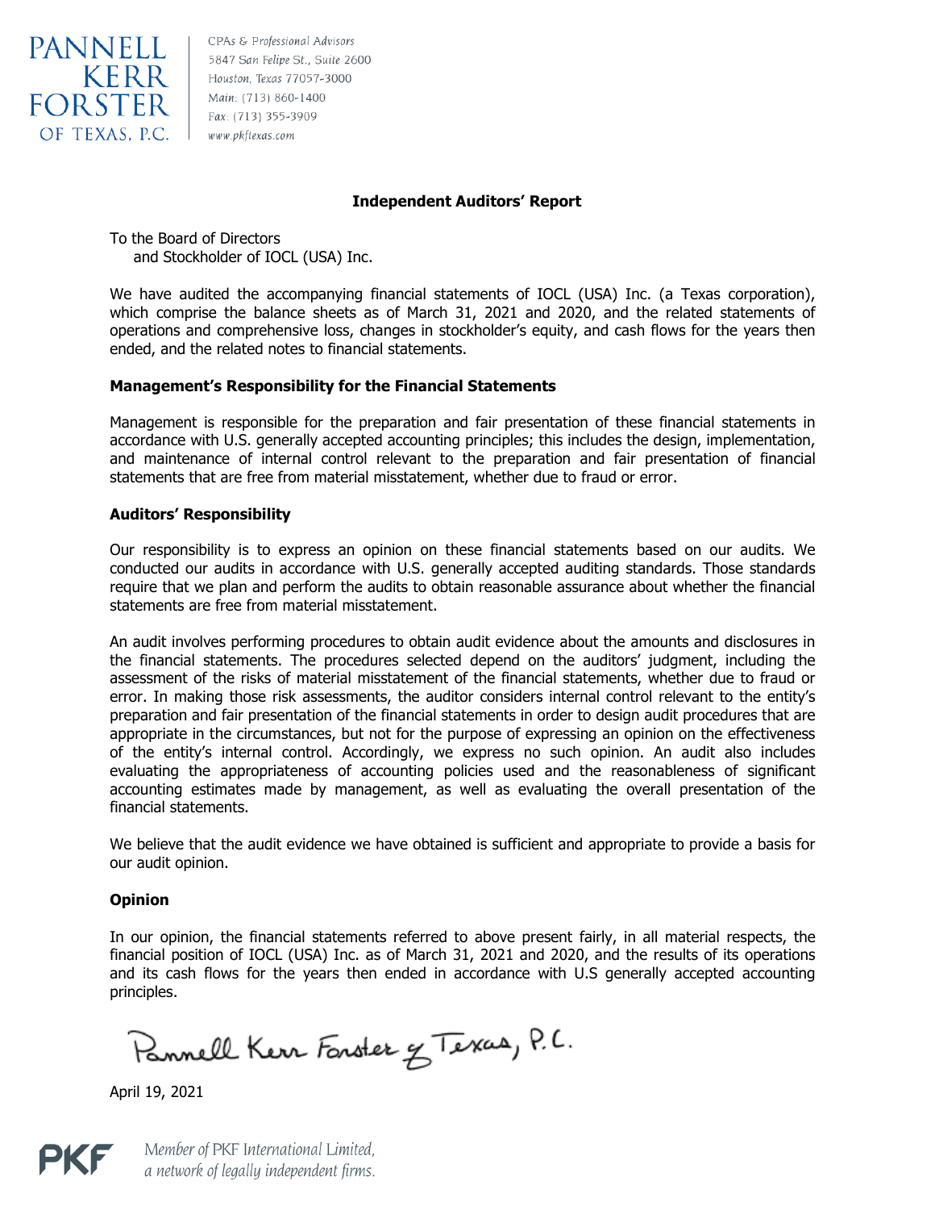PANNELL KERR FORSTER OF TEXAS, P.C.

CPAs & Professional Advisors
5847 San Felipe St., Suite 2600
Houston, Texas 77057-3000
Main: (713) 860-1400
Fax: (713) 355-3909
www.pkftexas.com

## Independent Auditors' Report

To the Board of Directors
and Stockholder of IOCL (USA) Inc.

We have audited the accompanying financial statements of IOCL (USA) Inc. (a Texas corporation), which comprise the balance sheets as of March 31, 2021 and 2020, and the related statements of operations and comprehensive loss, changes in stockholder's equity, and cash flows for the years then ended, and the related notes to financial statements.

### Management's Responsibility for the Financial Statements

Management is responsible for the preparation and fair presentation of these financial statements in accordance with U.S. generally accepted accounting principles; this includes the design, implementation, and maintenance of internal control relevant to the preparation and fair presentation of financial statements that are free from material misstatement, whether due to fraud or error.

### Auditors' Responsibility

Our responsibility is to express an opinion on these financial statements based on our audits. We conducted our audits in accordance with U.S. generally accepted auditing standards. Those standards require that we plan and perform the audits to obtain reasonable assurance about whether the financial statements are free from material misstatement.

An audit involves performing procedures to obtain audit evidence about the amounts and disclosures in the financial statements. The procedures selected depend on the auditors' judgment, including the assessment of the risks of material misstatement of the financial statements, whether due to fraud or error. In making those risk assessments, the auditor considers internal control relevant to the entity's preparation and fair presentation of the financial statements in order to design audit procedures that are appropriate in the circumstances, but not for the purpose of expressing an opinion on the effectiveness of the entity's internal control. Accordingly, we express no such opinion. An audit also includes evaluating the appropriateness of accounting policies used and the reasonableness of significant accounting estimates made by management, as well as evaluating the overall presentation of the financial statements.

We believe that the audit evidence we have obtained is sufficient and appropriate to provide a basis for our audit opinion.

### Opinion

In our opinion, the financial statements referred to above present fairly, in all material respects, the financial position of IOCL (USA) Inc. as of March 31, 2021 and 2020, and the results of its operations and its cash flows for the years then ended in accordance with U.S generally accepted accounting principles.

Pannell Kerr Forster of Texas, P.C.

April 19, 2021

PKF Member of PKF International Limited, a network of legally independent firms.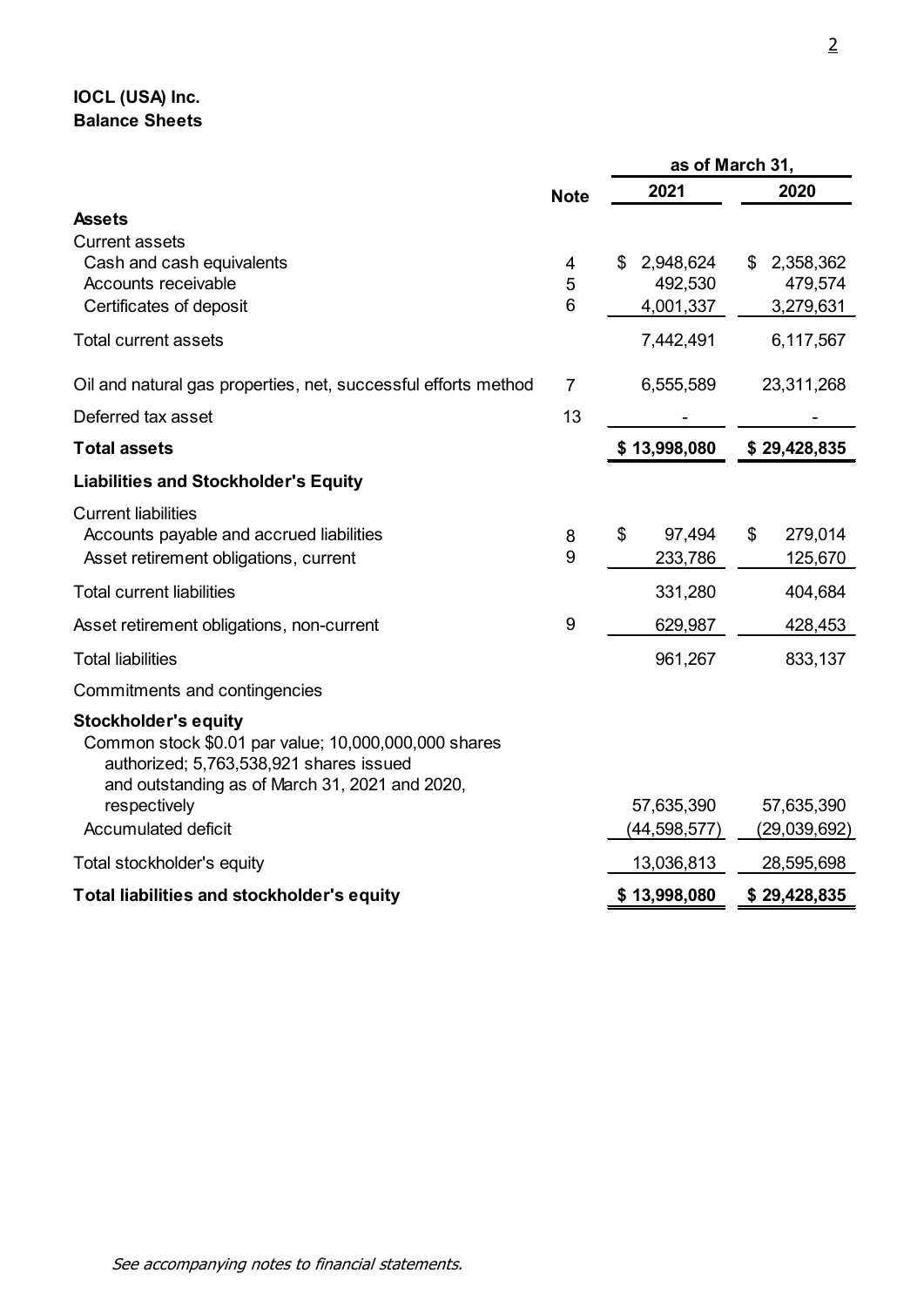**IOCL (USA) Inc.**
**Balance Sheets**

| | Note | as of March 31, 2021 | as of March 31, 2020 |
|---|---|---|---|
| **Assets** | | | |
| Current assets | | | |
| Cash and cash equivalents | 4 | $ 2,948,624 | $ 2,358,362 |
| Accounts receivable | 5 | 492,530 | 479,574 |
| Certificates of deposit | 6 | 4,001,337 | 3,279,631 |
| Total current assets | | 7,442,491 | 6,117,567 |
| Oil and natural gas properties, net, successful efforts method | 7 | 6,555,589 | 23,311,268 |
| Deferred tax asset | 13 | - | - |
| **Total assets** | | **$ 13,998,080** | **$ 29,428,835** |
| **Liabilities and Stockholder's Equity** | | | |
| Current liabilities | | | |
| Accounts payable and accrued liabilities | 8 | $ 97,494 | $ 279,014 |
| Asset retirement obligations, current | 9 | 233,786 | 125,670 |
| Total current liabilities | | 331,280 | 404,684 |
| Asset retirement obligations, non-current | 9 | 629,987 | 428,453 |
| Total liabilities | | 961,267 | 833,137 |
| Commitments and contingencies | | | |
| **Stockholder's equity** | | | |
| Common stock $0.01 par value; 10,000,000,000 shares authorized; 5,763,538,921 shares issued and outstanding as of March 31, 2021 and 2020, respectively | | 57,635,390 | 57,635,390 |
| Accumulated deficit | | (44,598,577) | (29,039,692) |
| Total stockholder's equity | | 13,036,813 | 28,595,698 |
| **Total liabilities and stockholder's equity** | | **$ 13,998,080** | **$ 29,428,835** |

*See accompanying notes to financial statements.*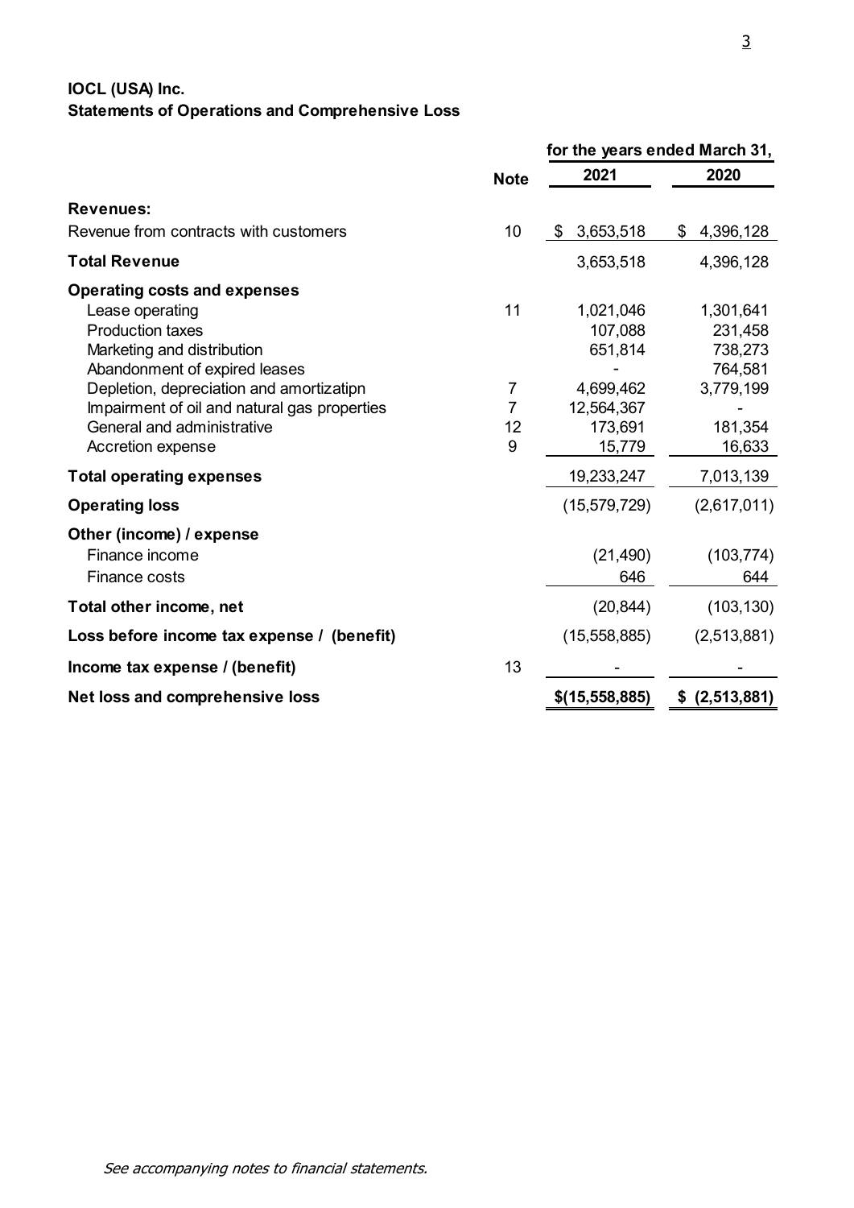**IOCL (USA) Inc.**
**Statements of Operations and Comprehensive Loss**

| | Note | for the years ended March 31, 2021 | 2020 |
|---|---|---|---|
| **Revenues:** | | | |
| Revenue from contracts with customers | 10 | $ 3,653,518 | $ 4,396,128 |
| **Total Revenue** | | 3,653,518 | 4,396,128 |
| **Operating costs and expenses** | | | |
| Lease operating | 11 | 1,021,046 | 1,301,641 |
| Production taxes | | 107,088 | 231,458 |
| Marketing and distribution | | 651,814 | 738,273 |
| Abandonment of expired leases | | - | 764,581 |
| Depletion, depreciation and amortizatipn | 7 | 4,699,462 | 3,779,199 |
| Impairment of oil and natural gas properties | 7 | 12,564,367 | - |
| General and administrative | 12 | 173,691 | 181,354 |
| Accretion expense | 9 | 15,779 | 16,633 |
| **Total operating expenses** | | 19,233,247 | 7,013,139 |
| **Operating loss** | | (15,579,729) | (2,617,011) |
| **Other (income) / expense** | | | |
| Finance income | | (21,490) | (103,774) |
| Finance costs | | 646 | 644 |
| **Total other income, net** | | (20,844) | (103,130) |
| **Loss before income tax expense / (benefit)** | | (15,558,885) | (2,513,881) |
| **Income tax expense / (benefit)** | 13 | - | - |
| **Net loss and comprehensive loss** | | $(15,558,885) | $ (2,513,881) |

*See accompanying notes to financial statements.*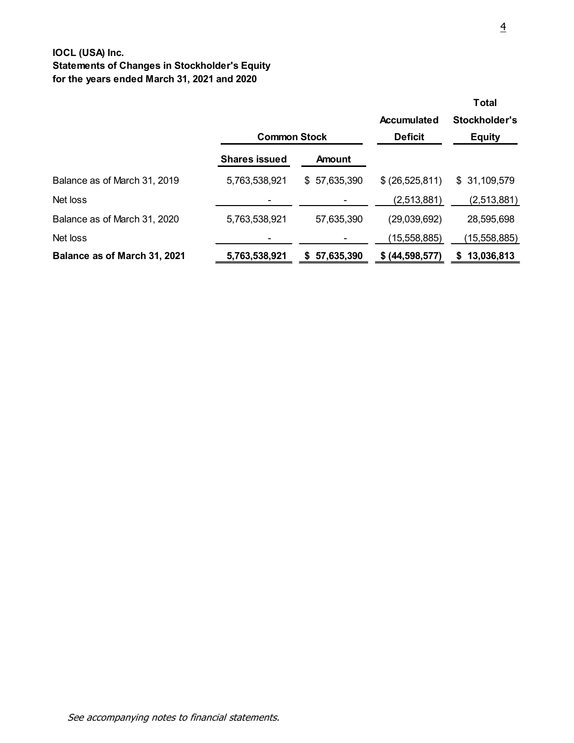**IOCL (USA) Inc.**
**Statements of Changes in Stockholder's Equity**
**for the years ended March 31, 2021 and 2020**

| | Common Stock | | Accumulated Deficit | Total Stockholder's Equity |
|---|---|---|---|---|
| | Shares issued | Amount | | |
| Balance as of March 31, 2019 | 5,763,538,921 | $ 57,635,390 | $ (26,525,811) | $ 31,109,579 |
| Net loss | - | - | (2,513,881) | (2,513,881) |
| Balance as of March 31, 2020 | 5,763,538,921 | 57,635,390 | (29,039,692) | 28,595,698 |
| Net loss | - | - | (15,558,885) | (15,558,885) |
| **Balance as of March 31, 2021** | **5,763,538,921** | **$ 57,635,390** | **$ (44,598,577)** | **$ 13,036,813** |

*See accompanying notes to financial statements.*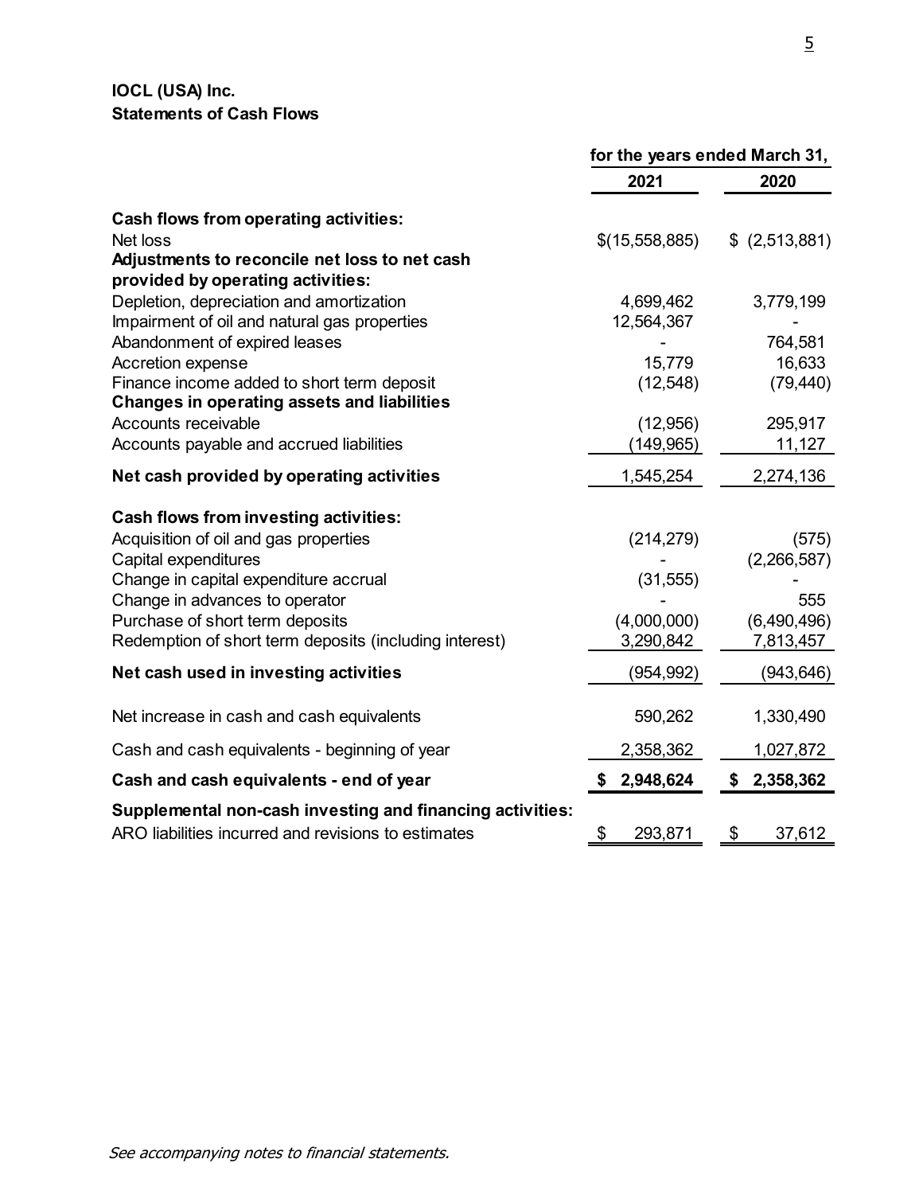**IOCL (USA) Inc.**
**Statements of Cash Flows**

| | for the years ended March 31, | |
|---|---|---|
| | 2021 | 2020 |
| **Cash flows from operating activities:** | | |
| Net loss | $(15,558,885) | $ (2,513,881) |
| **Adjustments to reconcile net loss to net cash provided by operating activities:** | | |
| Depletion, depreciation and amortization | 4,699,462 | 3,779,199 |
| Impairment of oil and natural gas properties | 12,564,367 | - |
| Abandonment of expired leases | - | 764,581 |
| Accretion expense | 15,779 | 16,633 |
| Finance income added to short term deposit | (12,548) | (79,440) |
| **Changes in operating assets and liabilities** | | |
| Accounts receivable | (12,956) | 295,917 |
| Accounts payable and accrued liabilities | (149,965) | 11,127 |
| **Net cash provided by operating activities** | 1,545,254 | 2,274,136 |
| **Cash flows from investing activities:** | | |
| Acquisition of oil and gas properties | (214,279) | (575) |
| Capital expenditures | - | (2,266,587) |
| Change in capital expenditure accrual | (31,555) | - |
| Change in advances to operator | - | 555 |
| Purchase of short term deposits | (4,000,000) | (6,490,496) |
| Redemption of short term deposits (including interest) | 3,290,842 | 7,813,457 |
| **Net cash used in investing activities** | (954,992) | (943,646) |
| Net increase in cash and cash equivalents | 590,262 | 1,330,490 |
| Cash and cash equivalents - beginning of year | 2,358,362 | 1,027,872 |
| **Cash and cash equivalents - end of year** | **$ 2,948,624** | **$ 2,358,362** |
| **Supplemental non-cash investing and financing activities:** | | |
| ARO liabilities incurred and revisions to estimates | $ 293,871 | $ 37,612 |

*See accompanying notes to financial statements.*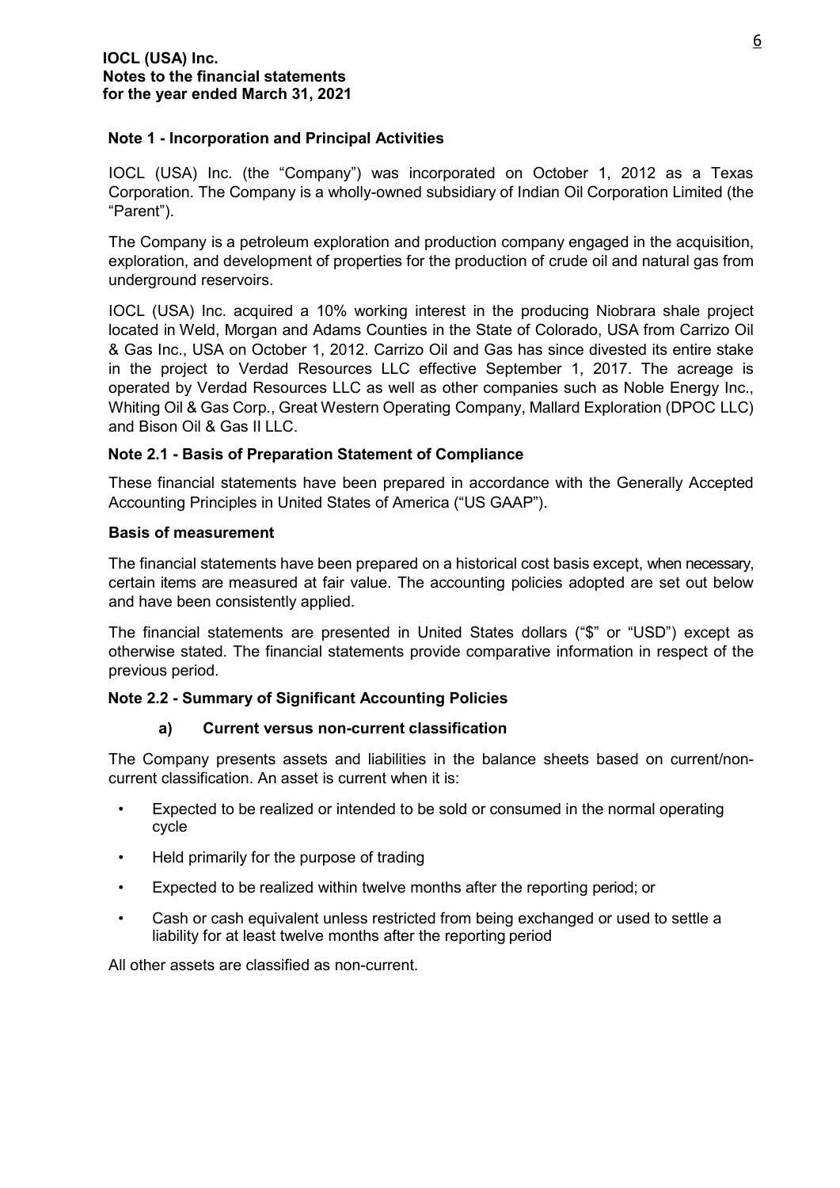**IOCL (USA) Inc.**
**Notes to the financial statements**
**for the year ended March 31, 2021**

## Note 1 - Incorporation and Principal Activities

IOCL (USA) Inc. (the "Company") was incorporated on October 1, 2012 as a Texas Corporation. The Company is a wholly-owned subsidiary of Indian Oil Corporation Limited (the "Parent").

The Company is a petroleum exploration and production company engaged in the acquisition, exploration, and development of properties for the production of crude oil and natural gas from underground reservoirs.

IOCL (USA) Inc. acquired a 10% working interest in the producing Niobrara shale project located in Weld, Morgan and Adams Counties in the State of Colorado, USA from Carrizo Oil & Gas Inc., USA on October 1, 2012. Carrizo Oil and Gas has since divested its entire stake in the project to Verdad Resources LLC effective September 1, 2017. The acreage is operated by Verdad Resources LLC as well as other companies such as Noble Energy Inc., Whiting Oil & Gas Corp., Great Western Operating Company, Mallard Exploration (DPOC LLC) and Bison Oil & Gas II LLC.

## Note 2.1 - Basis of Preparation Statement of Compliance

These financial statements have been prepared in accordance with the Generally Accepted Accounting Principles in United States of America ("US GAAP").

### Basis of measurement

The financial statements have been prepared on a historical cost basis except, when necessary, certain items are measured at fair value. The accounting policies adopted are set out below and have been consistently applied.

The financial statements are presented in United States dollars ("$" or "USD") except as otherwise stated. The financial statements provide comparative information in respect of the previous period.

## Note 2.2 - Summary of Significant Accounting Policies

### a) Current versus non-current classification

The Company presents assets and liabilities in the balance sheets based on current/non-current classification. An asset is current when it is:

- Expected to be realized or intended to be sold or consumed in the normal operating cycle
- Held primarily for the purpose of trading
- Expected to be realized within twelve months after the reporting period; or
- Cash or cash equivalent unless restricted from being exchanged or used to settle a liability for at least twelve months after the reporting period

All other assets are classified as non-current.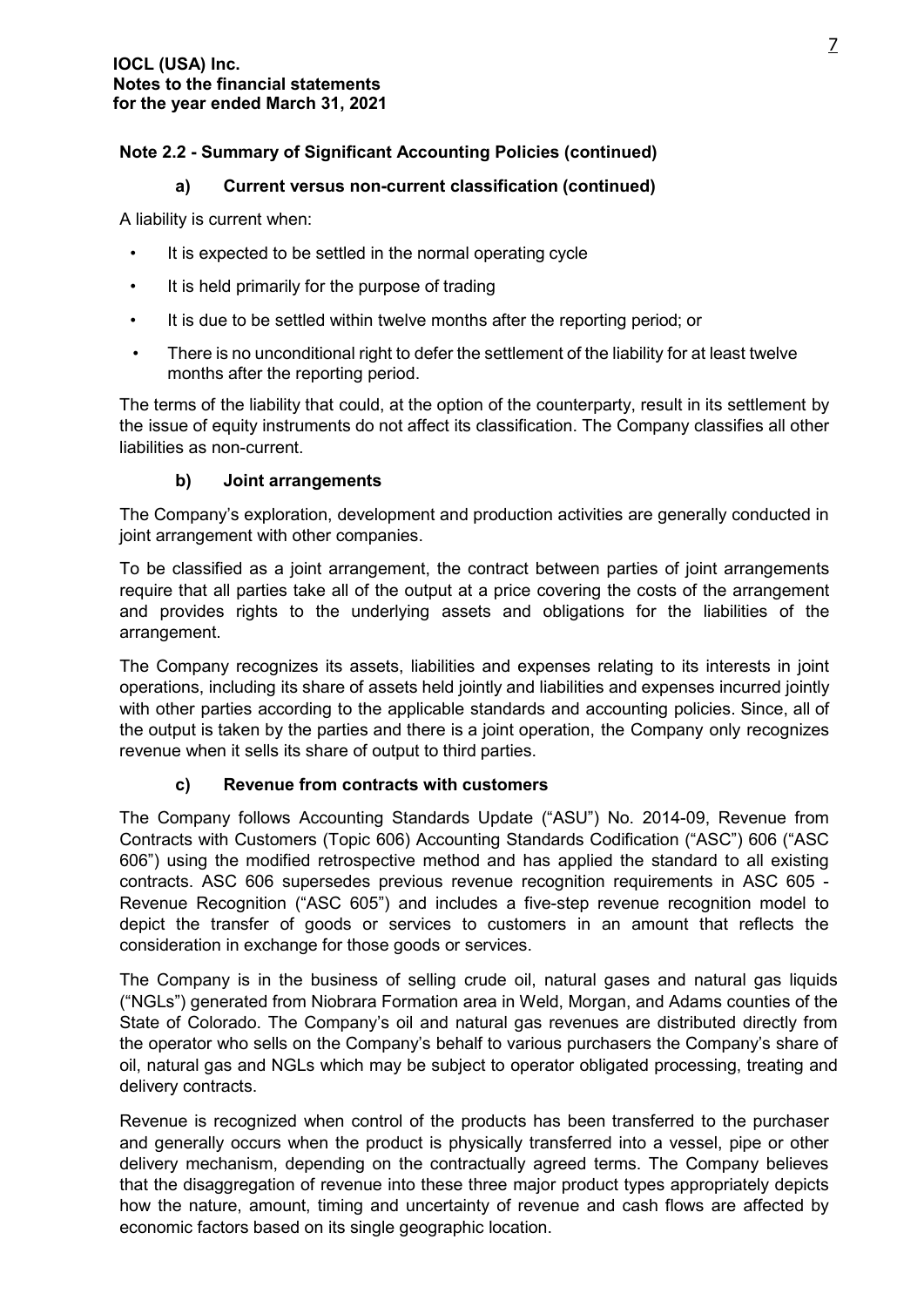## Note 2.2 - Summary of Significant Accounting Policies (continued)

### a) Current versus non-current classification (continued)

A liability is current when:

- It is expected to be settled in the normal operating cycle
- It is held primarily for the purpose of trading
- It is due to be settled within twelve months after the reporting period; or
- There is no unconditional right to defer the settlement of the liability for at least twelve months after the reporting period.

The terms of the liability that could, at the option of the counterparty, result in its settlement by the issue of equity instruments do not affect its classification. The Company classifies all other liabilities as non-current.

### b) Joint arrangements

The Company's exploration, development and production activities are generally conducted in joint arrangement with other companies.

To be classified as a joint arrangement, the contract between parties of joint arrangements require that all parties take all of the output at a price covering the costs of the arrangement and provides rights to the underlying assets and obligations for the liabilities of the arrangement.

The Company recognizes its assets, liabilities and expenses relating to its interests in joint operations, including its share of assets held jointly and liabilities and expenses incurred jointly with other parties according to the applicable standards and accounting policies. Since, all of the output is taken by the parties and there is a joint operation, the Company only recognizes revenue when it sells its share of output to third parties.

### c) Revenue from contracts with customers

The Company follows Accounting Standards Update ("ASU") No. 2014-09, Revenue from Contracts with Customers (Topic 606) Accounting Standards Codification ("ASC") 606 ("ASC 606") using the modified retrospective method and has applied the standard to all existing contracts. ASC 606 supersedes previous revenue recognition requirements in ASC 605 - Revenue Recognition ("ASC 605") and includes a five-step revenue recognition model to depict the transfer of goods or services to customers in an amount that reflects the consideration in exchange for those goods or services.

The Company is in the business of selling crude oil, natural gases and natural gas liquids ("NGLs") generated from Niobrara Formation area in Weld, Morgan, and Adams counties of the State of Colorado. The Company's oil and natural gas revenues are distributed directly from the operator who sells on the Company's behalf to various purchasers the Company's share of oil, natural gas and NGLs which may be subject to operator obligated processing, treating and delivery contracts.

Revenue is recognized when control of the products has been transferred to the purchaser and generally occurs when the product is physically transferred into a vessel, pipe or other delivery mechanism, depending on the contractually agreed terms. The Company believes that the disaggregation of revenue into these three major product types appropriately depicts how the nature, amount, timing and uncertainty of revenue and cash flows are affected by economic factors based on its single geographic location.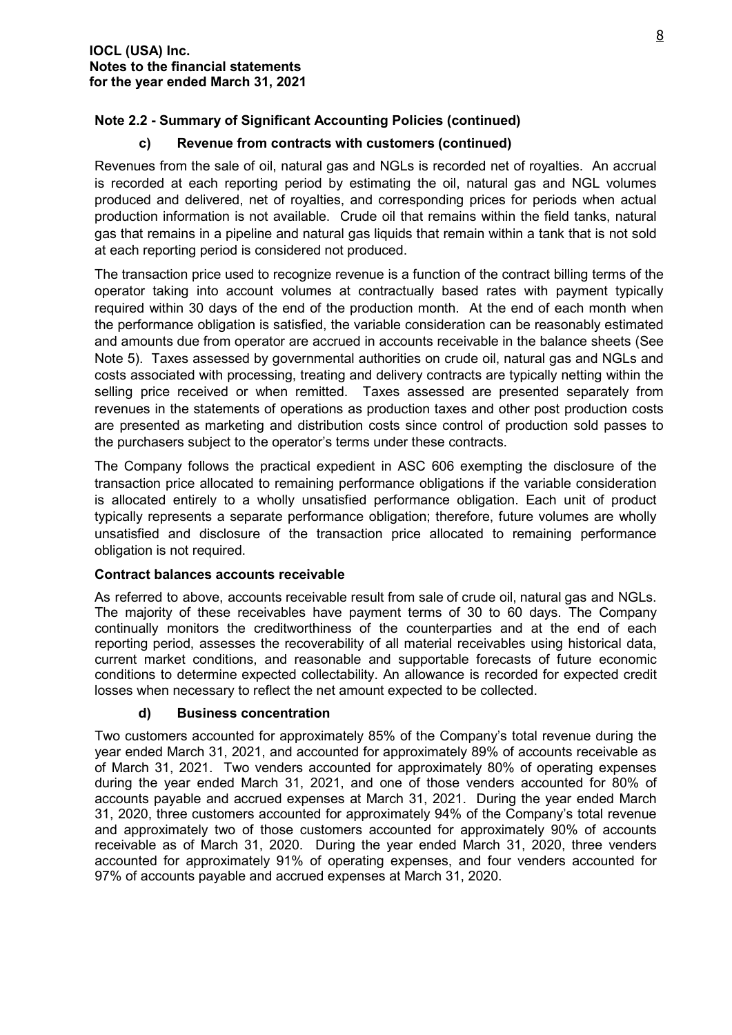**IOCL (USA) Inc.**
**Notes to the financial statements**
**for the year ended March 31, 2021**

## Note 2.2 - Summary of Significant Accounting Policies (continued)

### c) Revenue from contracts with customers (continued)

Revenues from the sale of oil, natural gas and NGLs is recorded net of royalties. An accrual is recorded at each reporting period by estimating the oil, natural gas and NGL volumes produced and delivered, net of royalties, and corresponding prices for periods when actual production information is not available. Crude oil that remains within the field tanks, natural gas that remains in a pipeline and natural gas liquids that remain within a tank that is not sold at each reporting period is considered not produced.

The transaction price used to recognize revenue is a function of the contract billing terms of the operator taking into account volumes at contractually based rates with payment typically required within 30 days of the end of the production month. At the end of each month when the performance obligation is satisfied, the variable consideration can be reasonably estimated and amounts due from operator are accrued in accounts receivable in the balance sheets (See Note 5). Taxes assessed by governmental authorities on crude oil, natural gas and NGLs and costs associated with processing, treating and delivery contracts are typically netting within the selling price received or when remitted. Taxes assessed are presented separately from revenues in the statements of operations as production taxes and other post production costs are presented as marketing and distribution costs since control of production sold passes to the purchasers subject to the operator's terms under these contracts.

The Company follows the practical expedient in ASC 606 exempting the disclosure of the transaction price allocated to remaining performance obligations if the variable consideration is allocated entirely to a wholly unsatisfied performance obligation. Each unit of product typically represents a separate performance obligation; therefore, future volumes are wholly unsatisfied and disclosure of the transaction price allocated to remaining performance obligation is not required.

**Contract balances accounts receivable**

As referred to above, accounts receivable result from sale of crude oil, natural gas and NGLs. The majority of these receivables have payment terms of 30 to 60 days. The Company continually monitors the creditworthiness of the counterparties and at the end of each reporting period, assesses the recoverability of all material receivables using historical data, current market conditions, and reasonable and supportable forecasts of future economic conditions to determine expected collectability. An allowance is recorded for expected credit losses when necessary to reflect the net amount expected to be collected.

### d) Business concentration

Two customers accounted for approximately 85% of the Company's total revenue during the year ended March 31, 2021, and accounted for approximately 89% of accounts receivable as of March 31, 2021. Two venders accounted for approximately 80% of operating expenses during the year ended March 31, 2021, and one of those venders accounted for 80% of accounts payable and accrued expenses at March 31, 2021. During the year ended March 31, 2020, three customers accounted for approximately 94% of the Company's total revenue and approximately two of those customers accounted for approximately 90% of accounts receivable as of March 31, 2020. During the year ended March 31, 2020, three venders accounted for approximately 91% of operating expenses, and four venders accounted for 97% of accounts payable and accrued expenses at March 31, 2020.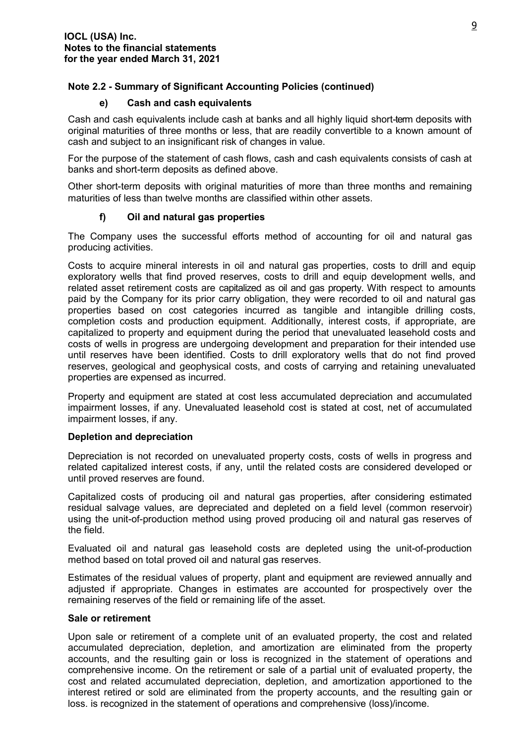## Note 2.2 - Summary of Significant Accounting Policies (continued)

### e) Cash and cash equivalents

Cash and cash equivalents include cash at banks and all highly liquid short-term deposits with original maturities of three months or less, that are readily convertible to a known amount of cash and subject to an insignificant risk of changes in value.

For the purpose of the statement of cash flows, cash and cash equivalents consists of cash at banks and short-term deposits as defined above.

Other short-term deposits with original maturities of more than three months and remaining maturities of less than twelve months are classified within other assets.

### f) Oil and natural gas properties

The Company uses the successful efforts method of accounting for oil and natural gas producing activities.

Costs to acquire mineral interests in oil and natural gas properties, costs to drill and equip exploratory wells that find proved reserves, costs to drill and equip development wells, and related asset retirement costs are capitalized as oil and gas property. With respect to amounts paid by the Company for its prior carry obligation, they were recorded to oil and natural gas properties based on cost categories incurred as tangible and intangible drilling costs, completion costs and production equipment. Additionally, interest costs, if appropriate, are capitalized to property and equipment during the period that unevaluated leasehold costs and costs of wells in progress are undergoing development and preparation for their intended use until reserves have been identified. Costs to drill exploratory wells that do not find proved reserves, geological and geophysical costs, and costs of carrying and retaining unevaluated properties are expensed as incurred.

Property and equipment are stated at cost less accumulated depreciation and accumulated impairment losses, if any. Unevaluated leasehold cost is stated at cost, net of accumulated impairment losses, if any.

**Depletion and depreciation**

Depreciation is not recorded on unevaluated property costs, costs of wells in progress and related capitalized interest costs, if any, until the related costs are considered developed or until proved reserves are found.

Capitalized costs of producing oil and natural gas properties, after considering estimated residual salvage values, are depreciated and depleted on a field level (common reservoir) using the unit-of-production method using proved producing oil and natural gas reserves of the field.

Evaluated oil and natural gas leasehold costs are depleted using the unit-of-production method based on total proved oil and natural gas reserves.

Estimates of the residual values of property, plant and equipment are reviewed annually and adjusted if appropriate. Changes in estimates are accounted for prospectively over the remaining reserves of the field or remaining life of the asset.

**Sale or retirement**

Upon sale or retirement of a complete unit of an evaluated property, the cost and related accumulated depreciation, depletion, and amortization are eliminated from the property accounts, and the resulting gain or loss is recognized in the statement of operations and comprehensive income. On the retirement or sale of a partial unit of evaluated property, the cost and related accumulated depreciation, depletion, and amortization apportioned to the interest retired or sold are eliminated from the property accounts, and the resulting gain or loss. is recognized in the statement of operations and comprehensive (loss)/income.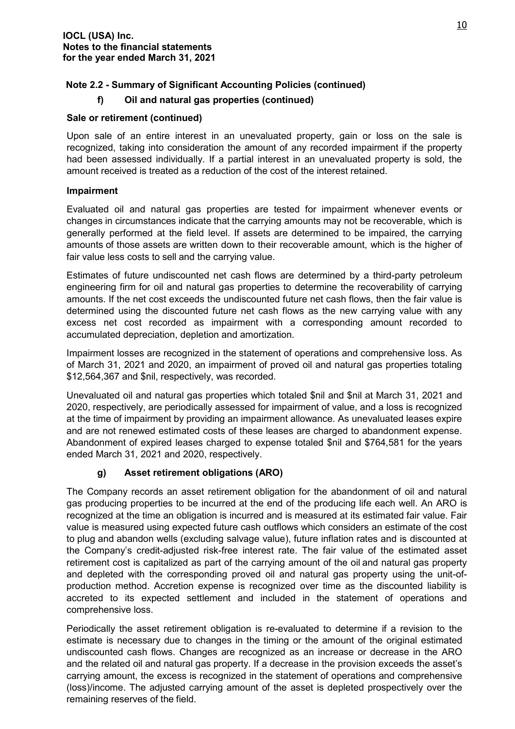**IOCL (USA) Inc.**
**Notes to the financial statements**
**for the year ended March 31, 2021**

**Note 2.2 - Summary of Significant Accounting Policies (continued)**

**f) Oil and natural gas properties (continued)**

**Sale or retirement (continued)**

Upon sale of an entire interest in an unevaluated property, gain or loss on the sale is recognized, taking into consideration the amount of any recorded impairment if the property had been assessed individually. If a partial interest in an unevaluated property is sold, the amount received is treated as a reduction of the cost of the interest retained.

**Impairment**

Evaluated oil and natural gas properties are tested for impairment whenever events or changes in circumstances indicate that the carrying amounts may not be recoverable, which is generally performed at the field level. If assets are determined to be impaired, the carrying amounts of those assets are written down to their recoverable amount, which is the higher of fair value less costs to sell and the carrying value.

Estimates of future undiscounted net cash flows are determined by a third-party petroleum engineering firm for oil and natural gas properties to determine the recoverability of carrying amounts. If the net cost exceeds the undiscounted future net cash flows, then the fair value is determined using the discounted future net cash flows as the new carrying value with any excess net cost recorded as impairment with a corresponding amount recorded to accumulated depreciation, depletion and amortization.

Impairment losses are recognized in the statement of operations and comprehensive loss. As of March 31, 2021 and 2020, an impairment of proved oil and natural gas properties totaling $12,564,367 and $nil, respectively, was recorded.

Unevaluated oil and natural gas properties which totaled $nil and $nil at March 31, 2021 and 2020, respectively, are periodically assessed for impairment of value, and a loss is recognized at the time of impairment by providing an impairment allowance. As unevaluated leases expire and are not renewed estimated costs of these leases are charged to abandonment expense. Abandonment of expired leases charged to expense totaled $nil and $764,581 for the years ended March 31, 2021 and 2020, respectively.

**g) Asset retirement obligations (ARO)**

The Company records an asset retirement obligation for the abandonment of oil and natural gas producing properties to be incurred at the end of the producing life each well. An ARO is recognized at the time an obligation is incurred and is measured at its estimated fair value. Fair value is measured using expected future cash outflows which considers an estimate of the cost to plug and abandon wells (excluding salvage value), future inflation rates and is discounted at the Company's credit-adjusted risk-free interest rate. The fair value of the estimated asset retirement cost is capitalized as part of the carrying amount of the oil and natural gas property and depleted with the corresponding proved oil and natural gas property using the unit-of-production method. Accretion expense is recognized over time as the discounted liability is accreted to its expected settlement and included in the statement of operations and comprehensive loss.

Periodically the asset retirement obligation is re-evaluated to determine if a revision to the estimate is necessary due to changes in the timing or the amount of the original estimated undiscounted cash flows. Changes are recognized as an increase or decrease in the ARO and the related oil and natural gas property. If a decrease in the provision exceeds the asset's carrying amount, the excess is recognized in the statement of operations and comprehensive (loss)/income. The adjusted carrying amount of the asset is depleted prospectively over the remaining reserves of the field.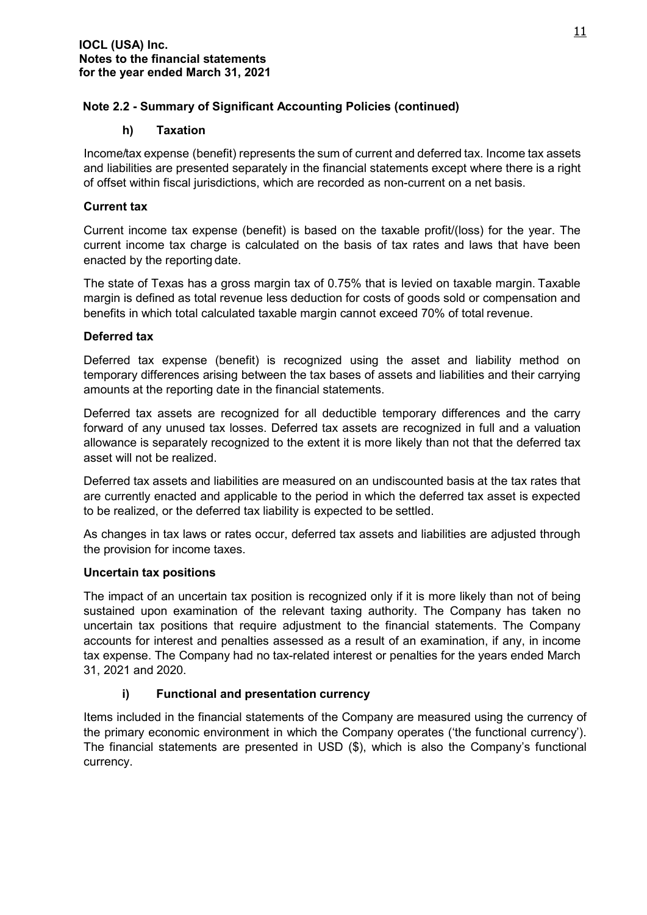**IOCL (USA) Inc.**
**Notes to the financial statements**
**for the year ended March 31, 2021**

## Note 2.2 - Summary of Significant Accounting Policies (continued)

### h) Taxation

Income/tax expense (benefit) represents the sum of current and deferred tax. Income tax assets and liabilities are presented separately in the financial statements except where there is a right of offset within fiscal jurisdictions, which are recorded as non-current on a net basis.

**Current tax**

Current income tax expense (benefit) is based on the taxable profit/(loss) for the year. The current income tax charge is calculated on the basis of tax rates and laws that have been enacted by the reporting date.

The state of Texas has a gross margin tax of 0.75% that is levied on taxable margin. Taxable margin is defined as total revenue less deduction for costs of goods sold or compensation and benefits in which total calculated taxable margin cannot exceed 70% of total revenue.

**Deferred tax**

Deferred tax expense (benefit) is recognized using the asset and liability method on temporary differences arising between the tax bases of assets and liabilities and their carrying amounts at the reporting date in the financial statements.

Deferred tax assets are recognized for all deductible temporary differences and the carry forward of any unused tax losses. Deferred tax assets are recognized in full and a valuation allowance is separately recognized to the extent it is more likely than not that the deferred tax asset will not be realized.

Deferred tax assets and liabilities are measured on an undiscounted basis at the tax rates that are currently enacted and applicable to the period in which the deferred tax asset is expected to be realized, or the deferred tax liability is expected to be settled.

As changes in tax laws or rates occur, deferred tax assets and liabilities are adjusted through the provision for income taxes.

**Uncertain tax positions**

The impact of an uncertain tax position is recognized only if it is more likely than not of being sustained upon examination of the relevant taxing authority. The Company has taken no uncertain tax positions that require adjustment to the financial statements. The Company accounts for interest and penalties assessed as a result of an examination, if any, in income tax expense. The Company had no tax-related interest or penalties for the years ended March 31, 2021 and 2020.

### i) Functional and presentation currency

Items included in the financial statements of the Company are measured using the currency of the primary economic environment in which the Company operates ('the functional currency'). The financial statements are presented in USD ($), which is also the Company's functional currency.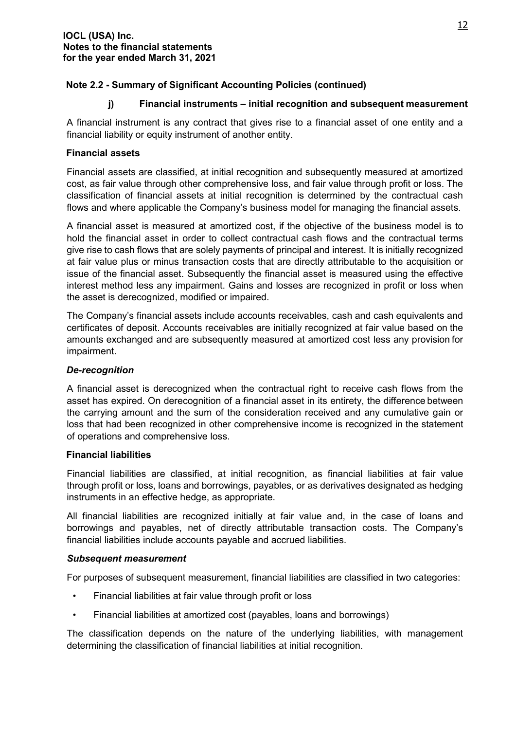**IOCL (USA) Inc.**
**Notes to the financial statements**
**for the year ended March 31, 2021**

## Note 2.2 - Summary of Significant Accounting Policies (continued)

### j) Financial instruments – initial recognition and subsequent measurement

A financial instrument is any contract that gives rise to a financial asset of one entity and a financial liability or equity instrument of another entity.

#### Financial assets

Financial assets are classified, at initial recognition and subsequently measured at amortized cost, as fair value through other comprehensive loss, and fair value through profit or loss. The classification of financial assets at initial recognition is determined by the contractual cash flows and where applicable the Company's business model for managing the financial assets.

A financial asset is measured at amortized cost, if the objective of the business model is to hold the financial asset in order to collect contractual cash flows and the contractual terms give rise to cash flows that are solely payments of principal and interest. It is initially recognized at fair value plus or minus transaction costs that are directly attributable to the acquisition or issue of the financial asset. Subsequently the financial asset is measured using the effective interest method less any impairment. Gains and losses are recognized in profit or loss when the asset is derecognized, modified or impaired.

The Company's financial assets include accounts receivables, cash and cash equivalents and certificates of deposit. Accounts receivables are initially recognized at fair value based on the amounts exchanged and are subsequently measured at amortized cost less any provision for impairment.

***De-recognition***

A financial asset is derecognized when the contractual right to receive cash flows from the asset has expired. On derecognition of a financial asset in its entirety, the difference between the carrying amount and the sum of the consideration received and any cumulative gain or loss that had been recognized in other comprehensive income is recognized in the statement of operations and comprehensive loss.

#### Financial liabilities

Financial liabilities are classified, at initial recognition, as financial liabilities at fair value through profit or loss, loans and borrowings, payables, or as derivatives designated as hedging instruments in an effective hedge, as appropriate.

All financial liabilities are recognized initially at fair value and, in the case of loans and borrowings and payables, net of directly attributable transaction costs. The Company's financial liabilities include accounts payable and accrued liabilities.

***Subsequent measurement***

For purposes of subsequent measurement, financial liabilities are classified in two categories:

- Financial liabilities at fair value through profit or loss
- Financial liabilities at amortized cost (payables, loans and borrowings)

The classification depends on the nature of the underlying liabilities, with management determining the classification of financial liabilities at initial recognition.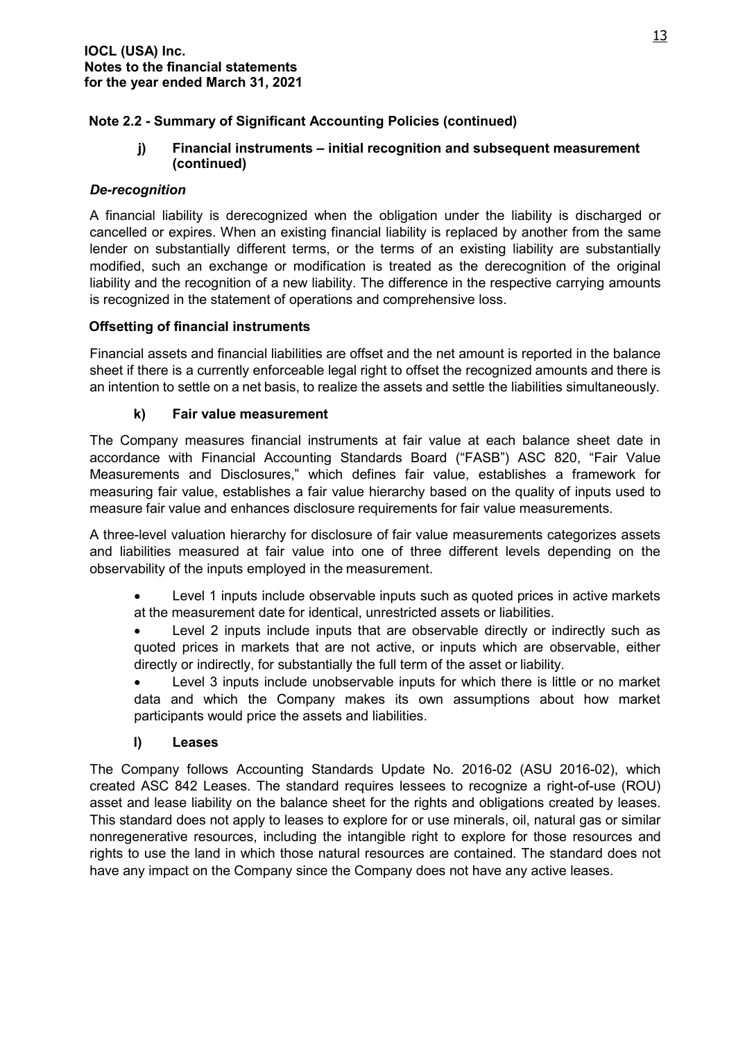## Note 2.2 - Summary of Significant Accounting Policies (continued)

### j) Financial instruments – initial recognition and subsequent measurement (continued)

***De-recognition***

A financial liability is derecognized when the obligation under the liability is discharged or cancelled or expires. When an existing financial liability is replaced by another from the same lender on substantially different terms, or the terms of an existing liability are substantially modified, such an exchange or modification is treated as the derecognition of the original liability and the recognition of a new liability. The difference in the respective carrying amounts is recognized in the statement of operations and comprehensive loss.

**Offsetting of financial instruments**

Financial assets and financial liabilities are offset and the net amount is reported in the balance sheet if there is a currently enforceable legal right to offset the recognized amounts and there is an intention to settle on a net basis, to realize the assets and settle the liabilities simultaneously.

### k) Fair value measurement

The Company measures financial instruments at fair value at each balance sheet date in accordance with Financial Accounting Standards Board ("FASB") ASC 820, "Fair Value Measurements and Disclosures," which defines fair value, establishes a framework for measuring fair value, establishes a fair value hierarchy based on the quality of inputs used to measure fair value and enhances disclosure requirements for fair value measurements.

A three-level valuation hierarchy for disclosure of fair value measurements categorizes assets and liabilities measured at fair value into one of three different levels depending on the observability of the inputs employed in the measurement.

- Level 1 inputs include observable inputs such as quoted prices in active markets at the measurement date for identical, unrestricted assets or liabilities.
- Level 2 inputs include inputs that are observable directly or indirectly such as quoted prices in markets that are not active, or inputs which are observable, either directly or indirectly, for substantially the full term of the asset or liability.
- Level 3 inputs include unobservable inputs for which there is little or no market data and which the Company makes its own assumptions about how market participants would price the assets and liabilities.

### l) Leases

The Company follows Accounting Standards Update No. 2016-02 (ASU 2016-02), which created ASC 842 Leases. The standard requires lessees to recognize a right-of-use (ROU) asset and lease liability on the balance sheet for the rights and obligations created by leases. This standard does not apply to leases to explore for or use minerals, oil, natural gas or similar nonregenerative resources, including the intangible right to explore for those resources and rights to use the land in which those natural resources are contained. The standard does not have any impact on the Company since the Company does not have any active leases.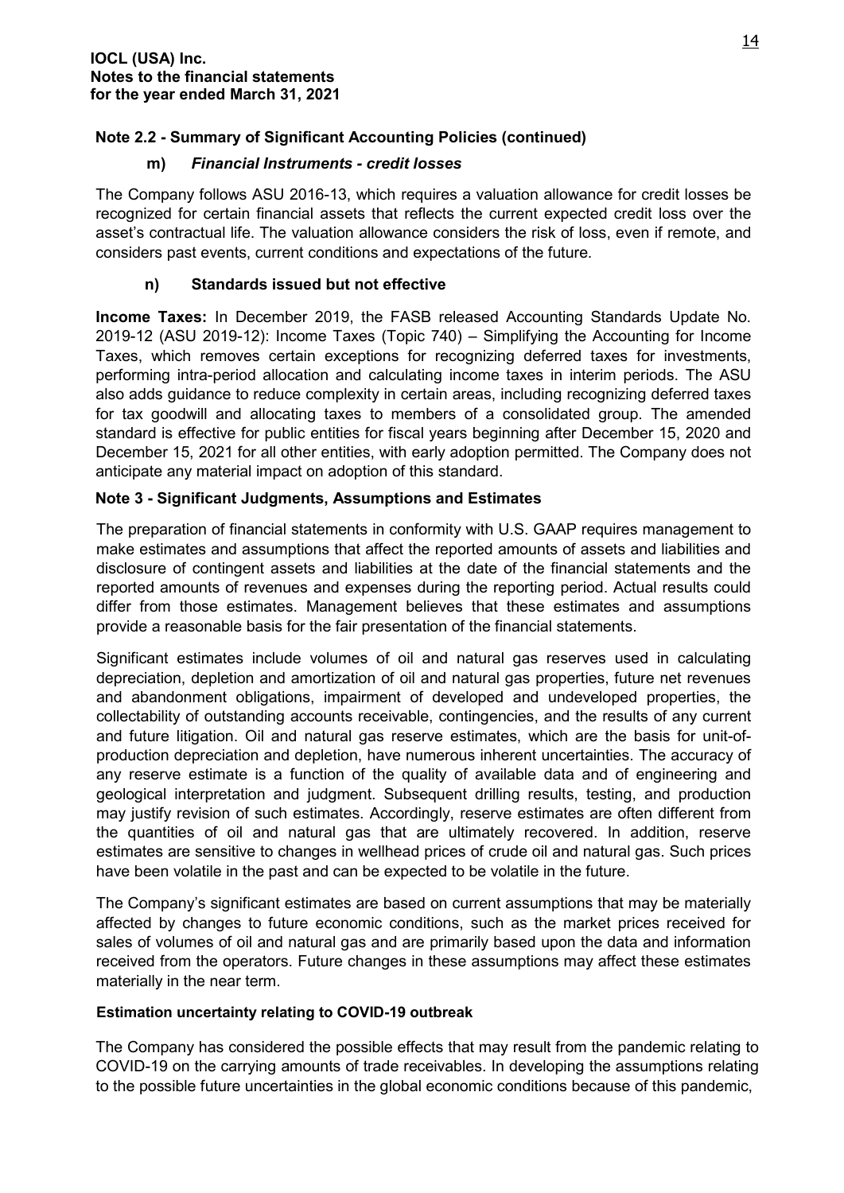**IOCL (USA) Inc.**
**Notes to the financial statements**
**for the year ended March 31, 2021**

## Note 2.2 - Summary of Significant Accounting Policies (continued)

### m) *Financial Instruments - credit losses*

The Company follows ASU 2016-13, which requires a valuation allowance for credit losses be recognized for certain financial assets that reflects the current expected credit loss over the asset's contractual life. The valuation allowance considers the risk of loss, even if remote, and considers past events, current conditions and expectations of the future.

### n) Standards issued but not effective

**Income Taxes:** In December 2019, the FASB released Accounting Standards Update No. 2019-12 (ASU 2019-12): Income Taxes (Topic 740) – Simplifying the Accounting for Income Taxes, which removes certain exceptions for recognizing deferred taxes for investments, performing intra-period allocation and calculating income taxes in interim periods. The ASU also adds guidance to reduce complexity in certain areas, including recognizing deferred taxes for tax goodwill and allocating taxes to members of a consolidated group. The amended standard is effective for public entities for fiscal years beginning after December 15, 2020 and December 15, 2021 for all other entities, with early adoption permitted. The Company does not anticipate any material impact on adoption of this standard.

## Note 3 - Significant Judgments, Assumptions and Estimates

The preparation of financial statements in conformity with U.S. GAAP requires management to make estimates and assumptions that affect the reported amounts of assets and liabilities and disclosure of contingent assets and liabilities at the date of the financial statements and the reported amounts of revenues and expenses during the reporting period. Actual results could differ from those estimates. Management believes that these estimates and assumptions provide a reasonable basis for the fair presentation of the financial statements.

Significant estimates include volumes of oil and natural gas reserves used in calculating depreciation, depletion and amortization of oil and natural gas properties, future net revenues and abandonment obligations, impairment of developed and undeveloped properties, the collectability of outstanding accounts receivable, contingencies, and the results of any current and future litigation. Oil and natural gas reserve estimates, which are the basis for unit-of-production depreciation and depletion, have numerous inherent uncertainties. The accuracy of any reserve estimate is a function of the quality of available data and of engineering and geological interpretation and judgment. Subsequent drilling results, testing, and production may justify revision of such estimates. Accordingly, reserve estimates are often different from the quantities of oil and natural gas that are ultimately recovered. In addition, reserve estimates are sensitive to changes in wellhead prices of crude oil and natural gas. Such prices have been volatile in the past and can be expected to be volatile in the future.

The Company's significant estimates are based on current assumptions that may be materially affected by changes to future economic conditions, such as the market prices received for sales of volumes of oil and natural gas and are primarily based upon the data and information received from the operators. Future changes in these assumptions may affect these estimates materially in the near term.

### Estimation uncertainty relating to COVID-19 outbreak

The Company has considered the possible effects that may result from the pandemic relating to COVID-19 on the carrying amounts of trade receivables. In developing the assumptions relating to the possible future uncertainties in the global economic conditions because of this pandemic,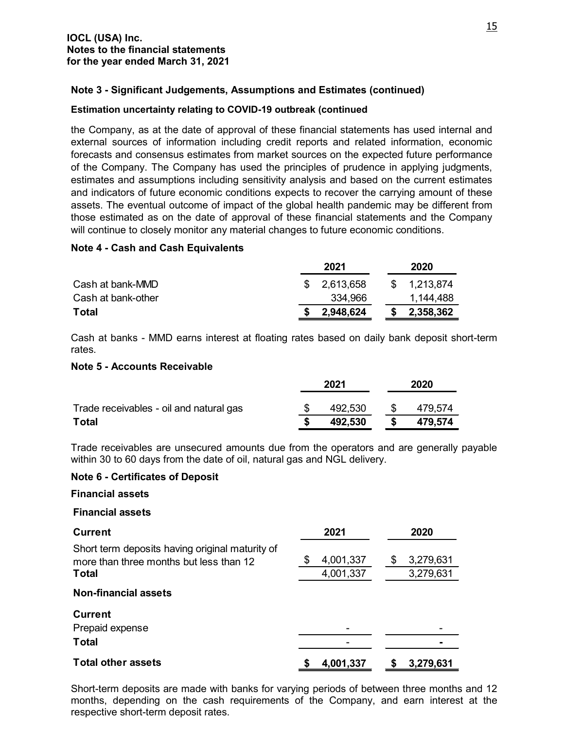**IOCL (USA) Inc.**
**Notes to the financial statements**
**for the year ended March 31, 2021**

### Note 3 - Significant Judgements, Assumptions and Estimates (continued)

**Estimation uncertainty relating to COVID-19 outbreak (continued**

the Company, as at the date of approval of these financial statements has used internal and external sources of information including credit reports and related information, economic forecasts and consensus estimates from market sources on the expected future performance of the Company. The Company has used the principles of prudence in applying judgments, estimates and assumptions including sensitivity analysis and based on the current estimates and indicators of future economic conditions expects to recover the carrying amount of these assets. The eventual outcome of impact of the global health pandemic may be different from those estimated as on the date of approval of these financial statements and the Company will continue to closely monitor any material changes to future economic conditions.

### Note 4 - Cash and Cash Equivalents

| | 2021 | 2020 |
|---|---|---|
| Cash at bank-MMD | $ 2,613,658 | $ 1,213,874 |
| Cash at bank-other | 334,966 | 1,144,488 |
| **Total** | **$ 2,948,624** | **$ 2,358,362** |

Cash at banks - MMD earns interest at floating rates based on daily bank deposit short-term rates.

### Note 5 - Accounts Receivable

| | 2021 | 2020 |
|---|---|---|
| Trade receivables - oil and natural gas | $ 492,530 | $ 479,574 |
| **Total** | **$ 492,530** | **$ 479,574** |

Trade receivables are unsecured amounts due from the operators and are generally payable within 30 to 60 days from the date of oil, natural gas and NGL delivery.

### Note 6 - Certificates of Deposit

**Financial assets**

| **Financial assets** | | |
|---|---|---|
| **Current** | **2021** | **2020** |
| Short term deposits having original maturity of more than three months but less than 12 | $ 4,001,337 | $ 3,279,631 |
| **Total** | 4,001,337 | 3,279,631 |
| **Non-financial assets** | | |
| **Current** | | |
| Prepaid expense | - | - |
| **Total** | - | - |
| **Total other assets** | **$ 4,001,337** | **$ 3,279,631** |

Short-term deposits are made with banks for varying periods of between three months and 12 months, depending on the cash requirements of the Company, and earn interest at the respective short-term deposit rates.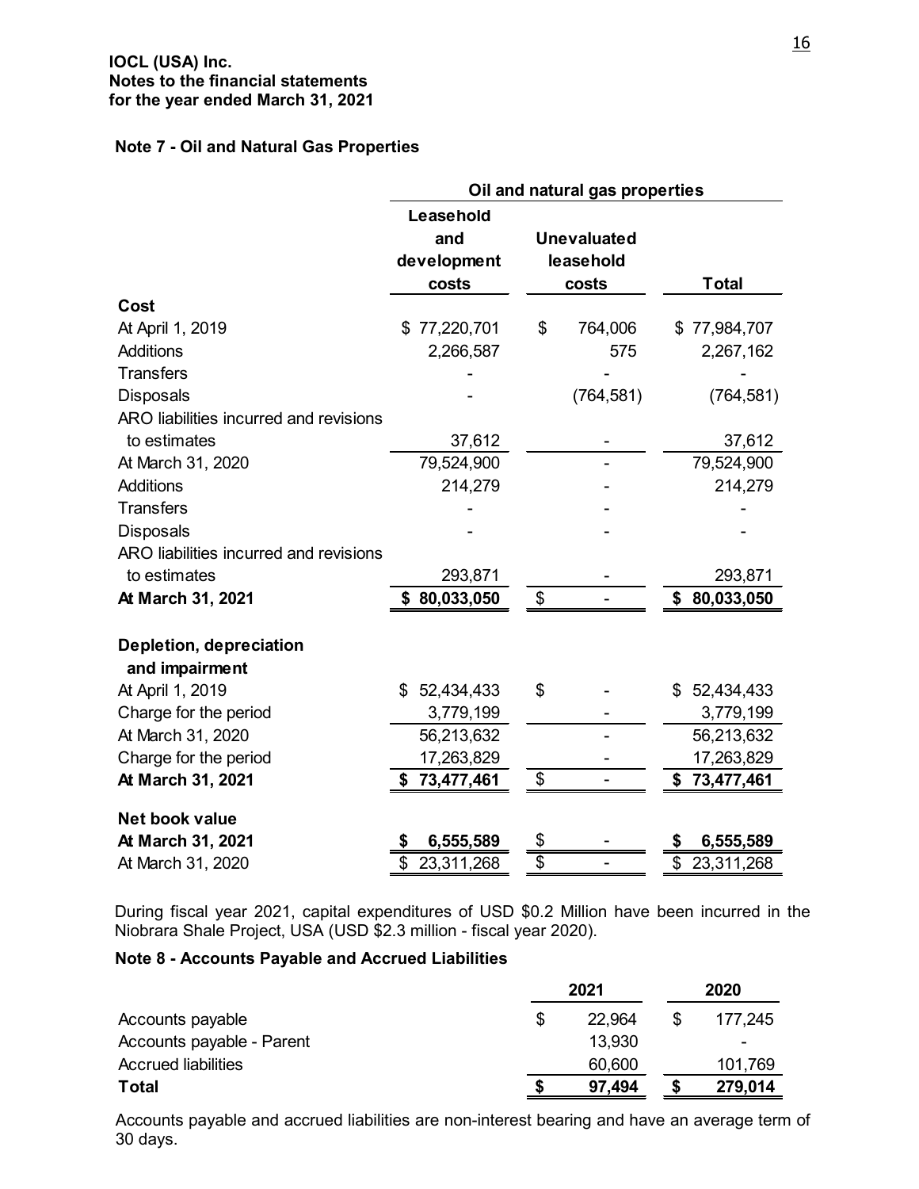**IOCL (USA) Inc.**
**Notes to the financial statements**
**for the year ended March 31, 2021**

### Note 7 - Oil and Natural Gas Properties

| | Oil and natural gas properties | | |
|---|---|---|---|
| | Leasehold and development costs | Unevaluated leasehold costs | Total |
| **Cost** | | | |
| At April 1, 2019 | $ 77,220,701 | $ 764,006 | $ 77,984,707 |
| Additions | 2,266,587 | 575 | 2,267,162 |
| Transfers | - | - | - |
| Disposals | - | (764,581) | (764,581) |
| ARO liabilities incurred and revisions to estimates | 37,612 | - | 37,612 |
| At March 31, 2020 | 79,524,900 | - | 79,524,900 |
| Additions | 214,279 | - | 214,279 |
| Transfers | - | - | - |
| Disposals | - | - | - |
| ARO liabilities incurred and revisions to estimates | 293,871 | - | 293,871 |
| **At March 31, 2021** | **$ 80,033,050** | **$ -** | **$ 80,033,050** |
| **Depletion, depreciation and impairment** | | | |
| At April 1, 2019 | $ 52,434,433 | $ - | $ 52,434,433 |
| Charge for the period | 3,779,199 | - | 3,779,199 |
| At March 31, 2020 | 56,213,632 | - | 56,213,632 |
| Charge for the period | 17,263,829 | - | 17,263,829 |
| **At March 31, 2021** | **$ 73,477,461** | **$ -** | **$ 73,477,461** |
| **Net book value** | | | |
| **At March 31, 2021** | **$ 6,555,589** | **$ -** | **$ 6,555,589** |
| At March 31, 2020 | $ 23,311,268 | $ - | $ 23,311,268 |

During fiscal year 2021, capital expenditures of USD $0.2 Million have been incurred in the Niobrara Shale Project, USA (USD $2.3 million - fiscal year 2020).

### Note 8 - Accounts Payable and Accrued Liabilities

| | 2021 | 2020 |
|---|---|---|
| Accounts payable | $ 22,964 | $ 177,245 |
| Accounts payable - Parent | 13,930 | - |
| Accrued liabilities | 60,600 | 101,769 |
| **Total** | **$ 97,494** | **$ 279,014** |

Accounts payable and accrued liabilities are non-interest bearing and have an average term of 30 days.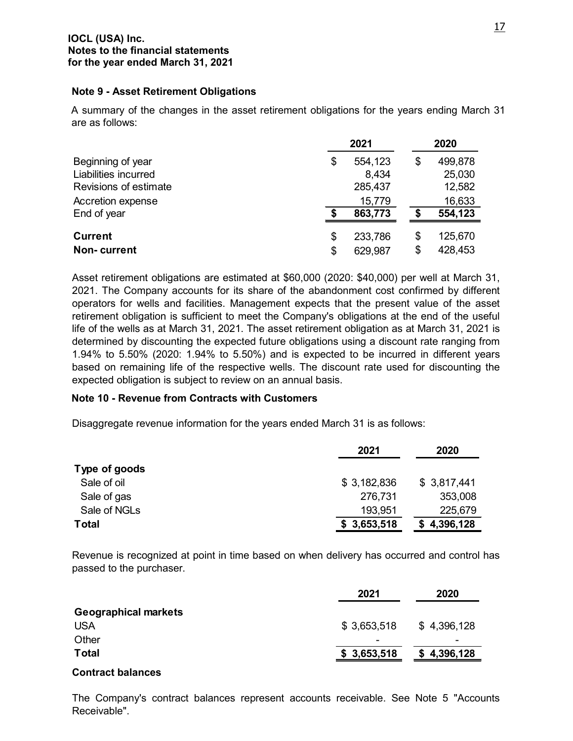**IOCL (USA) Inc.**
**Notes to the financial statements**
**for the year ended March 31, 2021**

## Note 9 - Asset Retirement Obligations

A summary of the changes in the asset retirement obligations for the years ending March 31 are as follows:

| | 2021 | 2020 |
|---|---|---|
| Beginning of year | $ 554,123 | $ 499,878 |
| Liabilities incurred | 8,434 | 25,030 |
| Revisions of estimate | 285,437 | 12,582 |
| Accretion expense | 15,779 | 16,633 |
| End of year | **$ 863,773** | **$ 554,123** |
| **Current** | $ 233,786 | $ 125,670 |
| **Non- current** | $ 629,987 | $ 428,453 |

Asset retirement obligations are estimated at $60,000 (2020: $40,000) per well at March 31, 2021. The Company accounts for its share of the abandonment cost confirmed by different operators for wells and facilities. Management expects that the present value of the asset retirement obligation is sufficient to meet the Company's obligations at the end of the useful life of the wells as at March 31, 2021. The asset retirement obligation as at March 31, 2021 is determined by discounting the expected future obligations using a discount rate ranging from 1.94% to 5.50% (2020: 1.94% to 5.50%) and is expected to be incurred in different years based on remaining life of the respective wells. The discount rate used for discounting the expected obligation is subject to review on an annual basis.

## Note 10 - Revenue from Contracts with Customers

Disaggregate revenue information for the years ended March 31 is as follows:

| | 2021 | 2020 |
|---|---|---|
| **Type of goods** | | |
| Sale of oil | $ 3,182,836 | $ 3,817,441 |
| Sale of gas | 276,731 | 353,008 |
| Sale of NGLs | 193,951 | 225,679 |
| **Total** | **$ 3,653,518** | **$ 4,396,128** |

Revenue is recognized at point in time based on when delivery has occurred and control has passed to the purchaser.

| | 2021 | 2020 |
|---|---|---|
| **Geographical markets** | | |
| USA | $ 3,653,518 | $ 4,396,128 |
| Other | - | - |
| **Total** | **$ 3,653,518** | **$ 4,396,128** |

**Contract balances**

The Company's contract balances represent accounts receivable. See Note 5 "Accounts Receivable".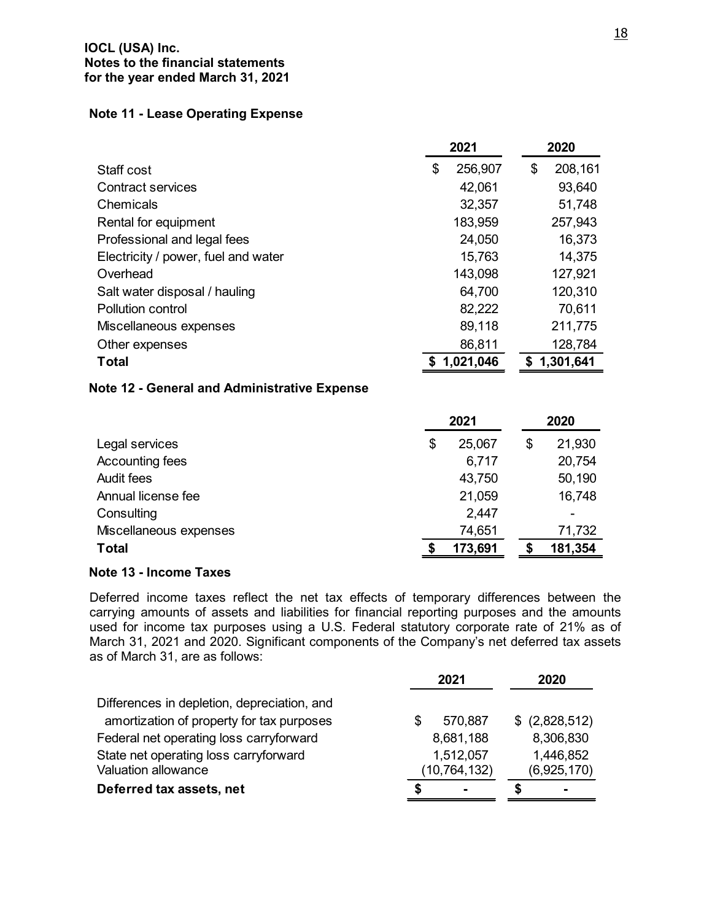**IOCL (USA) Inc.**
**Notes to the financial statements**
**for the year ended March 31, 2021**

### Note 11 - Lease Operating Expense

| | 2021 | 2020 |
|---|---|---|
| Staff cost | $ 256,907 | $ 208,161 |
| Contract services | 42,061 | 93,640 |
| Chemicals | 32,357 | 51,748 |
| Rental for equipment | 183,959 | 257,943 |
| Professional and legal fees | 24,050 | 16,373 |
| Electricity / power, fuel and water | 15,763 | 14,375 |
| Overhead | 143,098 | 127,921 |
| Salt water disposal / hauling | 64,700 | 120,310 |
| Pollution control | 82,222 | 70,611 |
| Miscellaneous expenses | 89,118 | 211,775 |
| Other expenses | 86,811 | 128,784 |
| **Total** | **$ 1,021,046** | **$ 1,301,641** |

### Note 12 - General and Administrative Expense

| | 2021 | 2020 |
|---|---|---|
| Legal services | $ 25,067 | $ 21,930 |
| Accounting fees | 6,717 | 20,754 |
| Audit fees | 43,750 | 50,190 |
| Annual license fee | 21,059 | 16,748 |
| Consulting | 2,447 | - |
| Miscellaneous expenses | 74,651 | 71,732 |
| **Total** | **$ 173,691** | **$ 181,354** |

### Note 13 - Income Taxes

Deferred income taxes reflect the net tax effects of temporary differences between the carrying amounts of assets and liabilities for financial reporting purposes and the amounts used for income tax purposes using a U.S. Federal statutory corporate rate of 21% as of March 31, 2021 and 2020. Significant components of the Company's net deferred tax assets as of March 31, are as follows:

| | 2021 | 2020 |
|---|---|---|
| Differences in depletion, depreciation, and amortization of property for tax purposes | $ 570,887 | $ (2,828,512) |
| Federal net operating loss carryforward | 8,681,188 | 8,306,830 |
| State net operating loss carryforward | 1,512,057 | 1,446,852 |
| Valuation allowance | (10,764,132) | (6,925,170) |
| **Deferred tax assets, net** | **$ -** | **$ -** |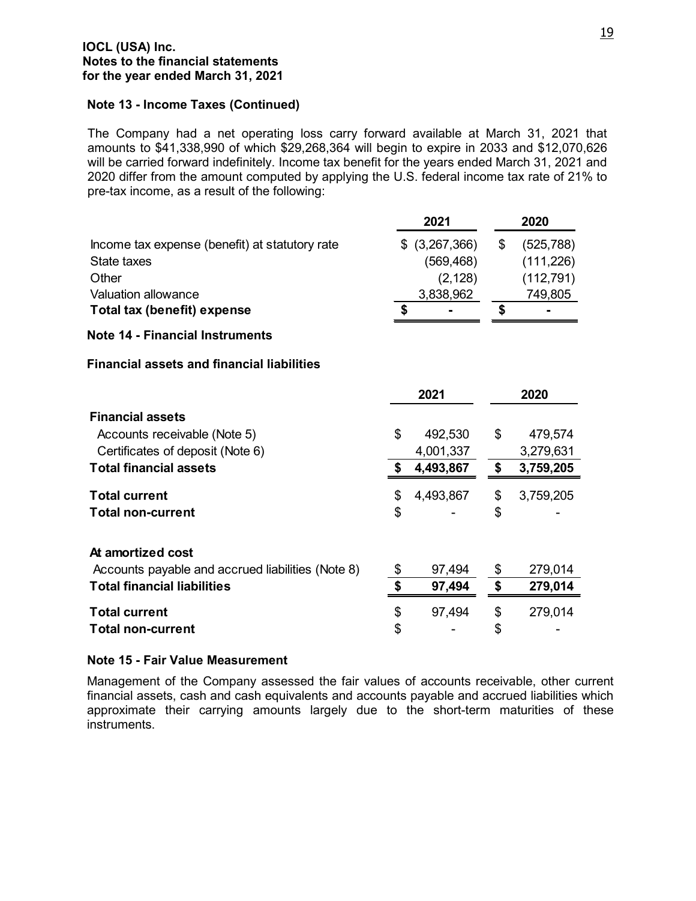**IOCL (USA) Inc.**
**Notes to the financial statements**
**for the year ended March 31, 2021**

### Note 13 - Income Taxes (Continued)

The Company had a net operating loss carry forward available at March 31, 2021 that amounts to $41,338,990 of which $29,268,364 will begin to expire in 2033 and $12,070,626 will be carried forward indefinitely. Income tax benefit for the years ended March 31, 2021 and 2020 differ from the amount computed by applying the U.S. federal income tax rate of 21% to pre-tax income, as a result of the following:

| | 2021 | 2020 |
|---|---|---|
| Income tax expense (benefit) at statutory rate | $ (3,267,366) | $ (525,788) |
| State taxes | (569,468) | (111,226) |
| Other | (2,128) | (112,791) |
| Valuation allowance | 3,838,962 | 749,805 |
| **Total tax (benefit) expense** | **$ -** | **$ -** |

### Note 14 - Financial Instruments

#### Financial assets and financial liabilities

| | 2021 | 2020 |
|---|---|---|
| **Financial assets** | | |
| Accounts receivable (Note 5) | $ 492,530 | $ 479,574 |
| Certificates of deposit (Note 6) | 4,001,337 | 3,279,631 |
| **Total financial assets** | **$ 4,493,867** | **$ 3,759,205** |
| **Total current** | $ 4,493,867 | $ 3,759,205 |
| **Total non-current** | $ - | $ - |
| **At amortized cost** | | |
| Accounts payable and accrued liabilities (Note 8) | $ 97,494 | $ 279,014 |
| **Total financial liabilities** | **$ 97,494** | **$ 279,014** |
| **Total current** | $ 97,494 | $ 279,014 |
| **Total non-current** | $ - | $ - |

### Note 15 - Fair Value Measurement

Management of the Company assessed the fair values of accounts receivable, other current financial assets, cash and cash equivalents and accounts payable and accrued liabilities which approximate their carrying amounts largely due to the short-term maturities of these instruments.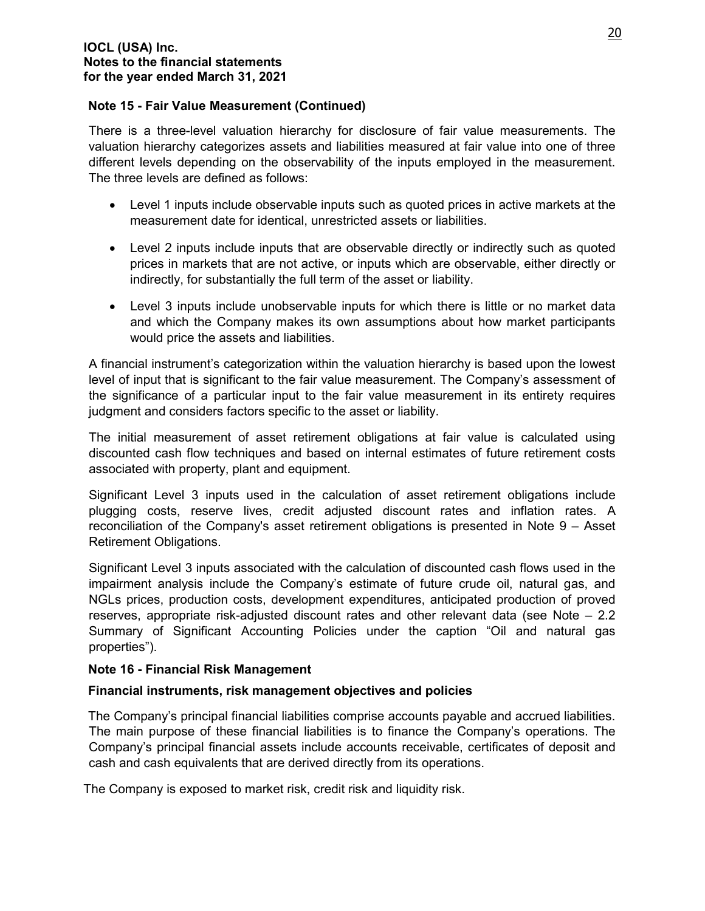## Note 15 - Fair Value Measurement (Continued)

There is a three-level valuation hierarchy for disclosure of fair value measurements. The valuation hierarchy categorizes assets and liabilities measured at fair value into one of three different levels depending on the observability of the inputs employed in the measurement. The three levels are defined as follows:

- Level 1 inputs include observable inputs such as quoted prices in active markets at the measurement date for identical, unrestricted assets or liabilities.
- Level 2 inputs include inputs that are observable directly or indirectly such as quoted prices in markets that are not active, or inputs which are observable, either directly or indirectly, for substantially the full term of the asset or liability.
- Level 3 inputs include unobservable inputs for which there is little or no market data and which the Company makes its own assumptions about how market participants would price the assets and liabilities.

A financial instrument's categorization within the valuation hierarchy is based upon the lowest level of input that is significant to the fair value measurement. The Company's assessment of the significance of a particular input to the fair value measurement in its entirety requires judgment and considers factors specific to the asset or liability.

The initial measurement of asset retirement obligations at fair value is calculated using discounted cash flow techniques and based on internal estimates of future retirement costs associated with property, plant and equipment.

Significant Level 3 inputs used in the calculation of asset retirement obligations include plugging costs, reserve lives, credit adjusted discount rates and inflation rates. A reconciliation of the Company's asset retirement obligations is presented in Note 9 – Asset Retirement Obligations.

Significant Level 3 inputs associated with the calculation of discounted cash flows used in the impairment analysis include the Company's estimate of future crude oil, natural gas, and NGLs prices, production costs, development expenditures, anticipated production of proved reserves, appropriate risk-adjusted discount rates and other relevant data (see Note – 2.2 Summary of Significant Accounting Policies under the caption "Oil and natural gas properties").

## Note 16 - Financial Risk Management

### Financial instruments, risk management objectives and policies

The Company's principal financial liabilities comprise accounts payable and accrued liabilities. The main purpose of these financial liabilities is to finance the Company's operations. The Company's principal financial assets include accounts receivable, certificates of deposit and cash and cash equivalents that are derived directly from its operations.

The Company is exposed to market risk, credit risk and liquidity risk.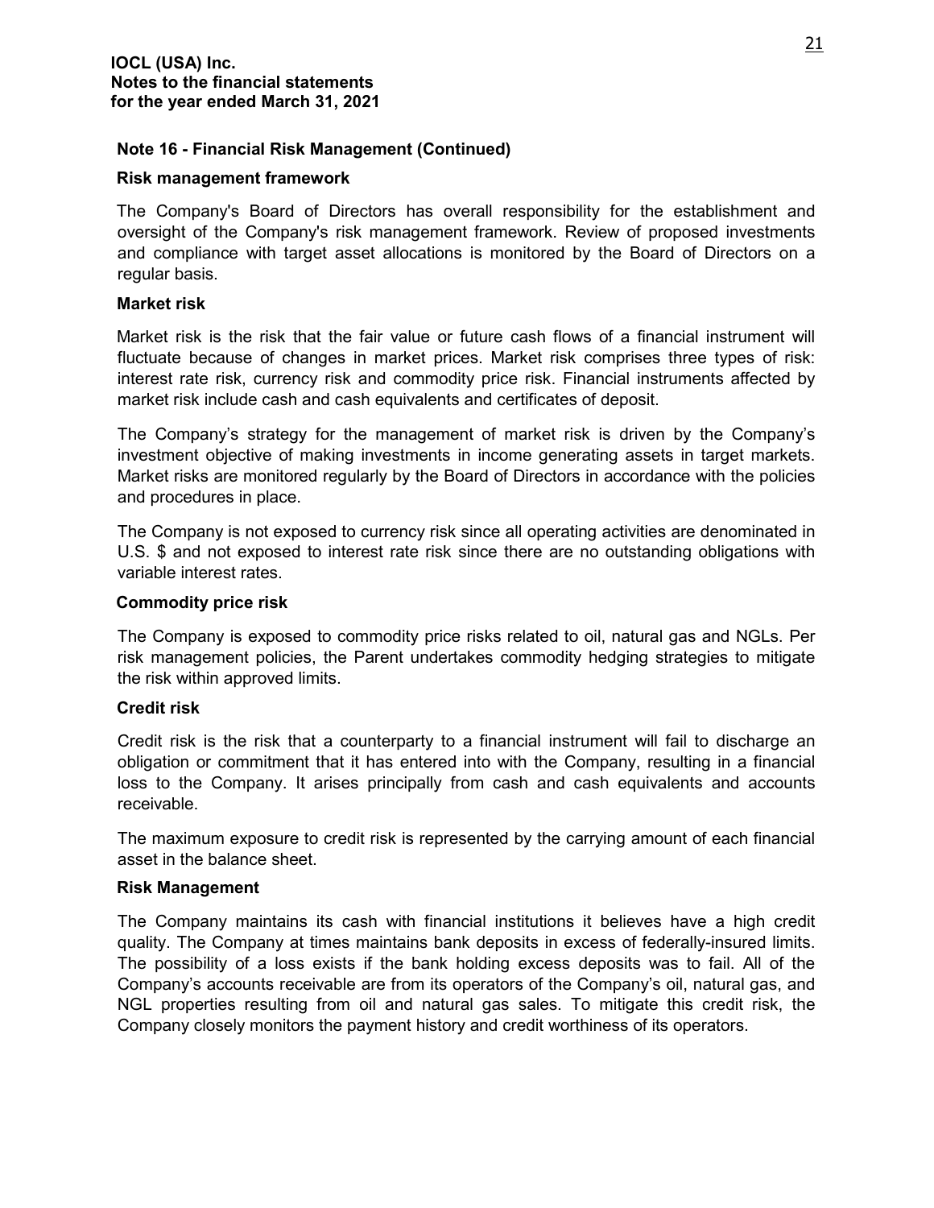**IOCL (USA) Inc.**
**Notes to the financial statements**
**for the year ended March 31, 2021**

## Note 16 - Financial Risk Management (Continued)

### Risk management framework

The Company's Board of Directors has overall responsibility for the establishment and oversight of the Company's risk management framework. Review of proposed investments and compliance with target asset allocations is monitored by the Board of Directors on a regular basis.

### Market risk

Market risk is the risk that the fair value or future cash flows of a financial instrument will fluctuate because of changes in market prices. Market risk comprises three types of risk: interest rate risk, currency risk and commodity price risk. Financial instruments affected by market risk include cash and cash equivalents and certificates of deposit.

The Company's strategy for the management of market risk is driven by the Company's investment objective of making investments in income generating assets in target markets. Market risks are monitored regularly by the Board of Directors in accordance with the policies and procedures in place.

The Company is not exposed to currency risk since all operating activities are denominated in U.S. $ and not exposed to interest rate risk since there are no outstanding obligations with variable interest rates.

### Commodity price risk

The Company is exposed to commodity price risks related to oil, natural gas and NGLs. Per risk management policies, the Parent undertakes commodity hedging strategies to mitigate the risk within approved limits.

### Credit risk

Credit risk is the risk that a counterparty to a financial instrument will fail to discharge an obligation or commitment that it has entered into with the Company, resulting in a financial loss to the Company. It arises principally from cash and cash equivalents and accounts receivable.

The maximum exposure to credit risk is represented by the carrying amount of each financial asset in the balance sheet.

### Risk Management

The Company maintains its cash with financial institutions it believes have a high credit quality. The Company at times maintains bank deposits in excess of federally-insured limits. The possibility of a loss exists if the bank holding excess deposits was to fail. All of the Company's accounts receivable are from its operators of the Company's oil, natural gas, and NGL properties resulting from oil and natural gas sales. To mitigate this credit risk, the Company closely monitors the payment history and credit worthiness of its operators.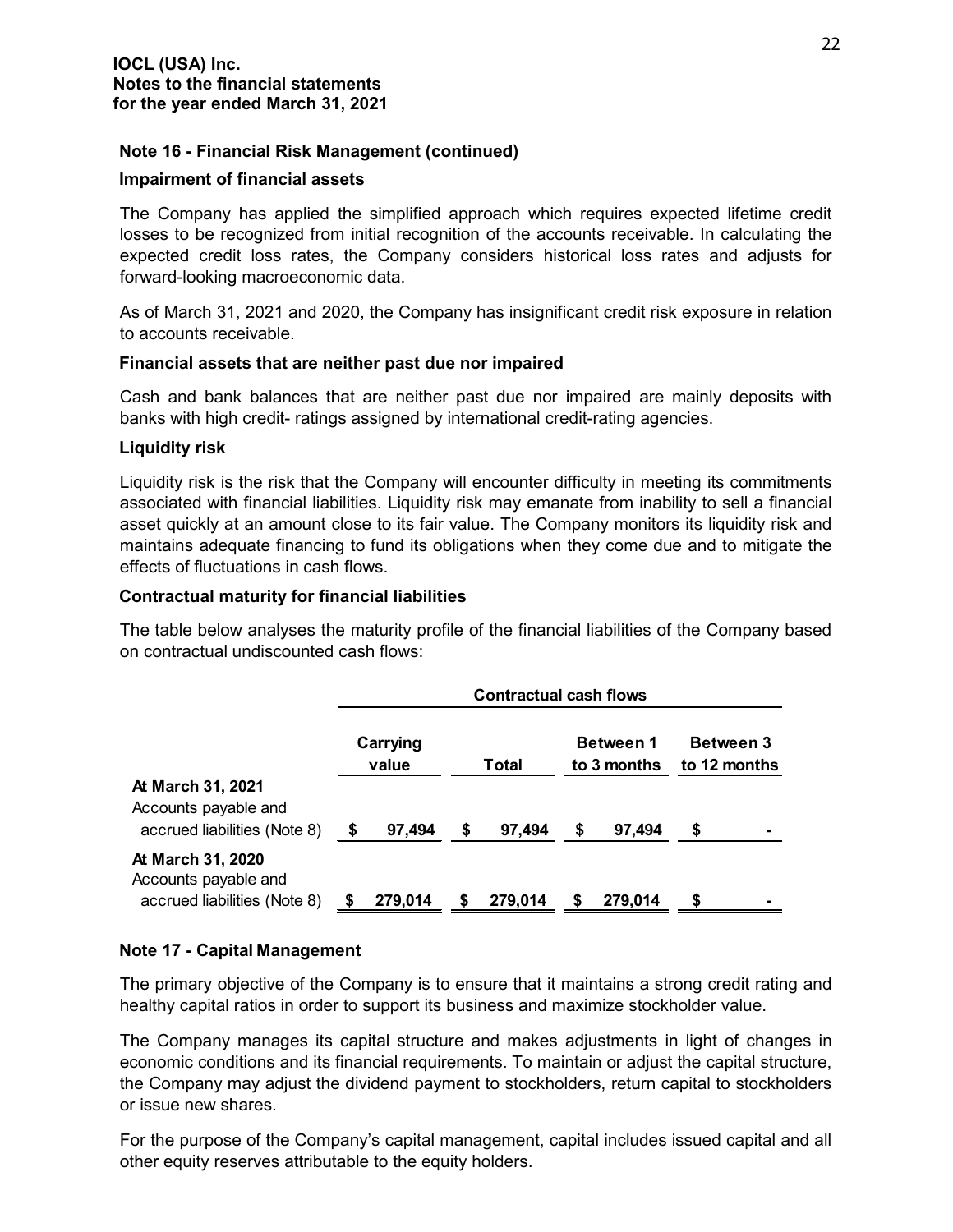**IOCL (USA) Inc.**
**Notes to the financial statements**
**for the year ended March 31, 2021**

**Note 16 - Financial Risk Management (continued)**

**Impairment of financial assets**

The Company has applied the simplified approach which requires expected lifetime credit losses to be recognized from initial recognition of the accounts receivable. In calculating the expected credit loss rates, the Company considers historical loss rates and adjusts for forward-looking macroeconomic data.

As of March 31, 2021 and 2020, the Company has insignificant credit risk exposure in relation to accounts receivable.

**Financial assets that are neither past due nor impaired**

Cash and bank balances that are neither past due nor impaired are mainly deposits with banks with high credit- ratings assigned by international credit-rating agencies.

**Liquidity risk**

Liquidity risk is the risk that the Company will encounter difficulty in meeting its commitments associated with financial liabilities. Liquidity risk may emanate from inability to sell a financial asset quickly at an amount close to its fair value. The Company monitors its liquidity risk and maintains adequate financing to fund its obligations when they come due and to mitigate the effects of fluctuations in cash flows.

**Contractual maturity for financial liabilities**

The table below analyses the maturity profile of the financial liabilities of the Company based on contractual undiscounted cash flows:

| | | Contractual cash flows | | |
|---|---|---|---|---|
| | Carrying value | Total | Between 1 to 3 months | Between 3 to 12 months |
| **At March 31, 2021** | | | | |
| Accounts payable and accrued liabilities (Note 8) | $ 97,494 | $ 97,494 | $ 97,494 | $ - |
| **At March 31, 2020** | | | | |
| Accounts payable and accrued liabilities (Note 8) | $ 279,014 | $ 279,014 | $ 279,014 | $ - |

**Note 17 - Capital Management**

The primary objective of the Company is to ensure that it maintains a strong credit rating and healthy capital ratios in order to support its business and maximize stockholder value.

The Company manages its capital structure and makes adjustments in light of changes in economic conditions and its financial requirements. To maintain or adjust the capital structure, the Company may adjust the dividend payment to stockholders, return capital to stockholders or issue new shares.

For the purpose of the Company's capital management, capital includes issued capital and all other equity reserves attributable to the equity holders.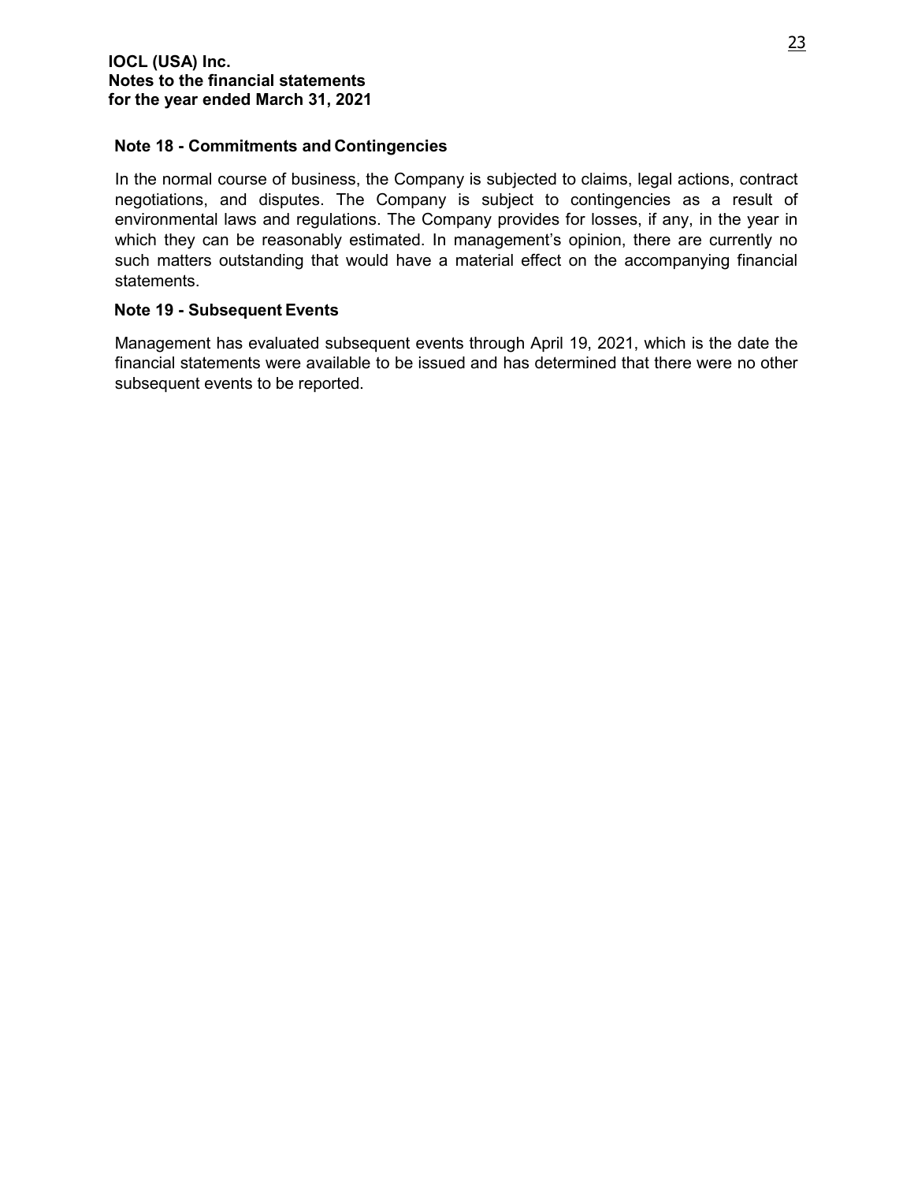**IOCL (USA) Inc.**
**Notes to the financial statements**
**for the year ended March 31, 2021**

### Note 18 - Commitments and Contingencies

In the normal course of business, the Company is subjected to claims, legal actions, contract negotiations, and disputes. The Company is subject to contingencies as a result of environmental laws and regulations. The Company provides for losses, if any, in the year in which they can be reasonably estimated. In management's opinion, there are currently no such matters outstanding that would have a material effect on the accompanying financial statements.

### Note 19 - Subsequent Events

Management has evaluated subsequent events through April 19, 2021, which is the date the financial statements were available to be issued and has determined that there were no other subsequent events to be reported.